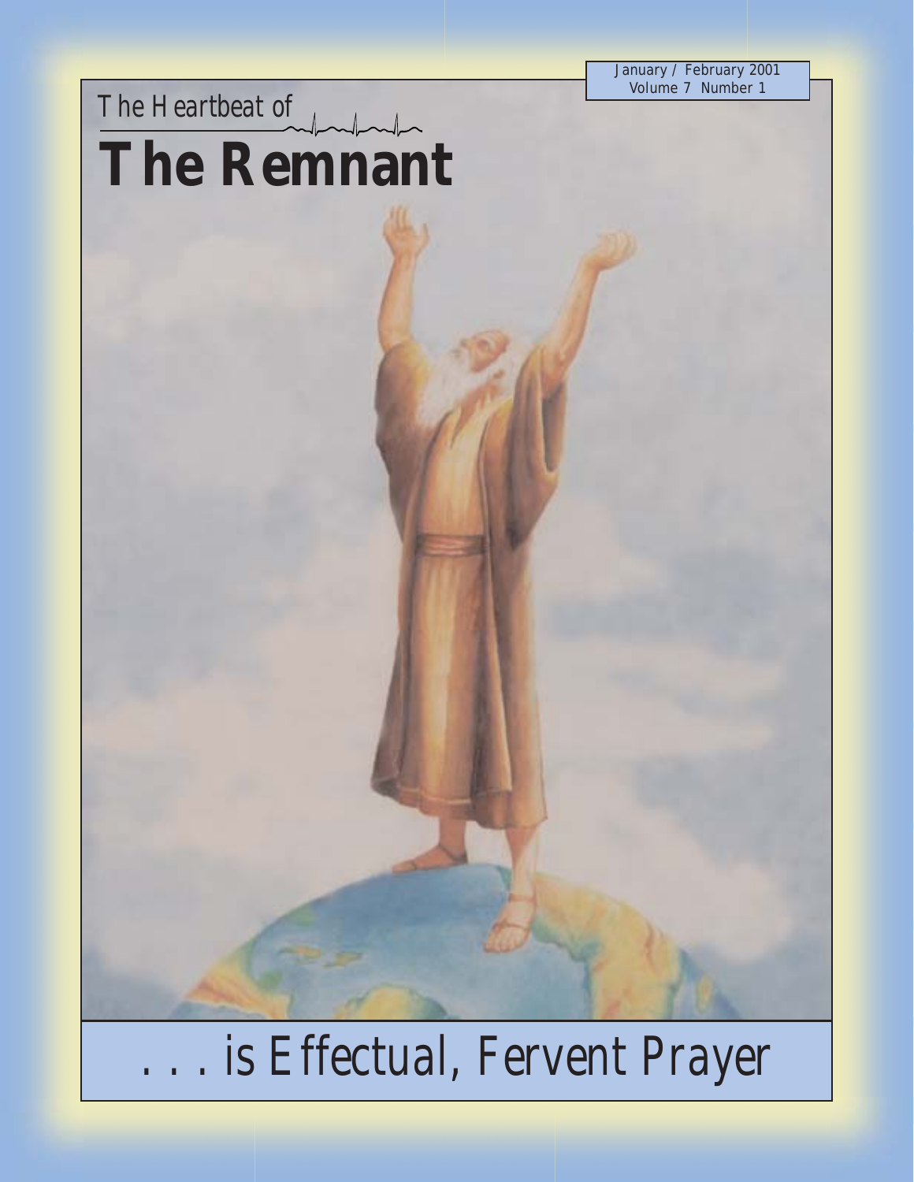January / February 2001
Volume 7 Number 1

The Heartbeat of

# The Remnant

## . . . is Effectual, Fervent Prayer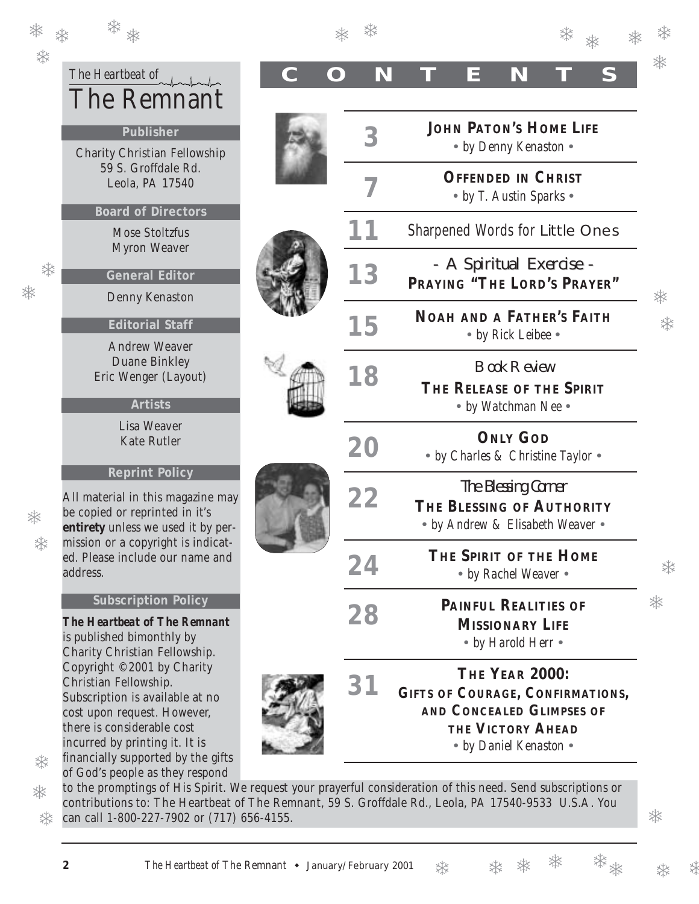*The Heartbeat of*

# The Remnant

**Publisher**

Charity Christian Fellowship
59 S. Groffdale Rd.
Leola, PA 17540

**Board of Directors**

Mose Stoltzfus
Myron Weaver

**General Editor**

Denny Kenaston

**Editorial Staff**

Andrew Weaver
Duane Binkley
Eric Wenger (Layout)

**Artists**

Lisa Weaver
Kate Rutler

**Reprint Policy**

All material in this magazine may be copied or reprinted in it's **entirety** unless we used it by permission or a copyright is indicated. Please include our name and address.

**Subscription Policy**

***The Heartbeat of The Remnant*** is published bimonthly by Charity Christian Fellowship. Copyright ©2001 by Charity Christian Fellowship. Subscription is available at no cost upon request. However, there is considerable cost incurred by printing it. It is financially supported by the gifts of God's people as they respond to the promptings of His Spirit. We request your prayerful consideration of this need. Send subscriptions or contributions to: The Heartbeat of The Remnant, 59 S. Groffdale Rd., Leola, PA 17540-9533 U.S.A. You can call 1-800-227-7902 or (717) 656-4155.

# CONTENTS

| Page | Article |
|---|---|
| 3 | **JOHN PATON'S HOME LIFE** • by Denny Kenaston • |
| 7 | **OFFENDED IN CHRIST** • by T. Austin Sparks • |
| 11 | Sharpened Words for Little Ones |
| 13 | *- A Spiritual Exercise -* **PRAYING "THE LORD'S PRAYER"** |
| 15 | **NOAH AND A FATHER'S FAITH** • by Rick Leibee • |
| 18 | *Book Review* **THE RELEASE OF THE SPIRIT** • by Watchman Nee • |
| 20 | **ONLY GOD** • by Charles & Christine Taylor • |
| 22 | *The Blessing Corner* **THE BLESSING OF AUTHORITY** • by Andrew & Elisabeth Weaver • |
| 24 | **THE SPIRIT OF THE HOME** • by Rachel Weaver • |
| 28 | **PAINFUL REALITIES OF MISSIONARY LIFE** • by Harold Herr • |
| 31 | **THE YEAR 2000: GIFTS OF COURAGE, CONFIRMATIONS, AND CONCEALED GLIMPSES OF THE VICTORY AHEAD** • by Daniel Kenaston • |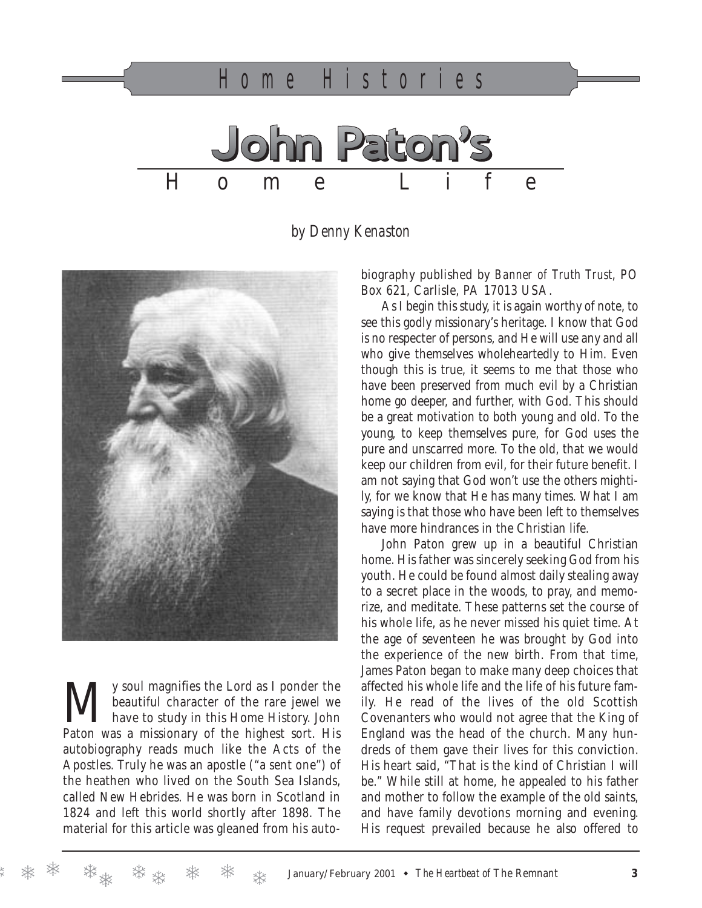Home Histories

# John Paton's Home Life

*by Denny Kenaston*

My soul magnifies the Lord as I ponder the beautiful character of the rare jewel we have to study in this Home History. John Paton was a missionary of the highest sort. His autobiography reads much like the Acts of the Apostles. Truly he was an apostle ("a sent one") of the heathen who lived on the South Sea Islands, called New Hebrides. He was born in Scotland in 1824 and left this world shortly after 1898. The material for this article was gleaned from his autobiography published by *Banner of Truth Trust*, PO Box 621, Carlisle, PA 17013 USA.

As I begin this study, it is again worthy of note, to see this godly missionary's heritage. I know that God is no respecter of persons, and He will use any and all who give themselves wholeheartedly to Him. Even though this is true, it seems to me that those who have been preserved from much evil by a Christian home go deeper, and further, with God. This should be a great motivation to both young and old. To the young, to keep themselves pure, for God uses the pure and unscarred more. To the old, that we would keep our children from evil, for their future benefit. I am not saying that God won't use the others mightily, for we know that He has many times. What I am saying is that those who have been left to themselves have more hindrances in the Christian life.

John Paton grew up in a beautiful Christian home. His father was sincerely seeking God from his youth. He could be found almost daily stealing away to a secret place in the woods, to pray, and memorize, and meditate. These patterns set the course of his whole life, as he never missed his quiet time. At the age of seventeen he was brought by God into the experience of the new birth. From that time, James Paton began to make many deep choices that affected his whole life and the life of his future family. He read of the lives of the old Scottish Covenanters who would not agree that the King of England was the head of the church. Many hundreds of them gave their lives for this conviction. His heart said, "That is the kind of Christian I will be." While still at home, he appealed to his father and mother to follow the example of the old saints, and have family devotions morning and evening. His request prevailed because he also offered to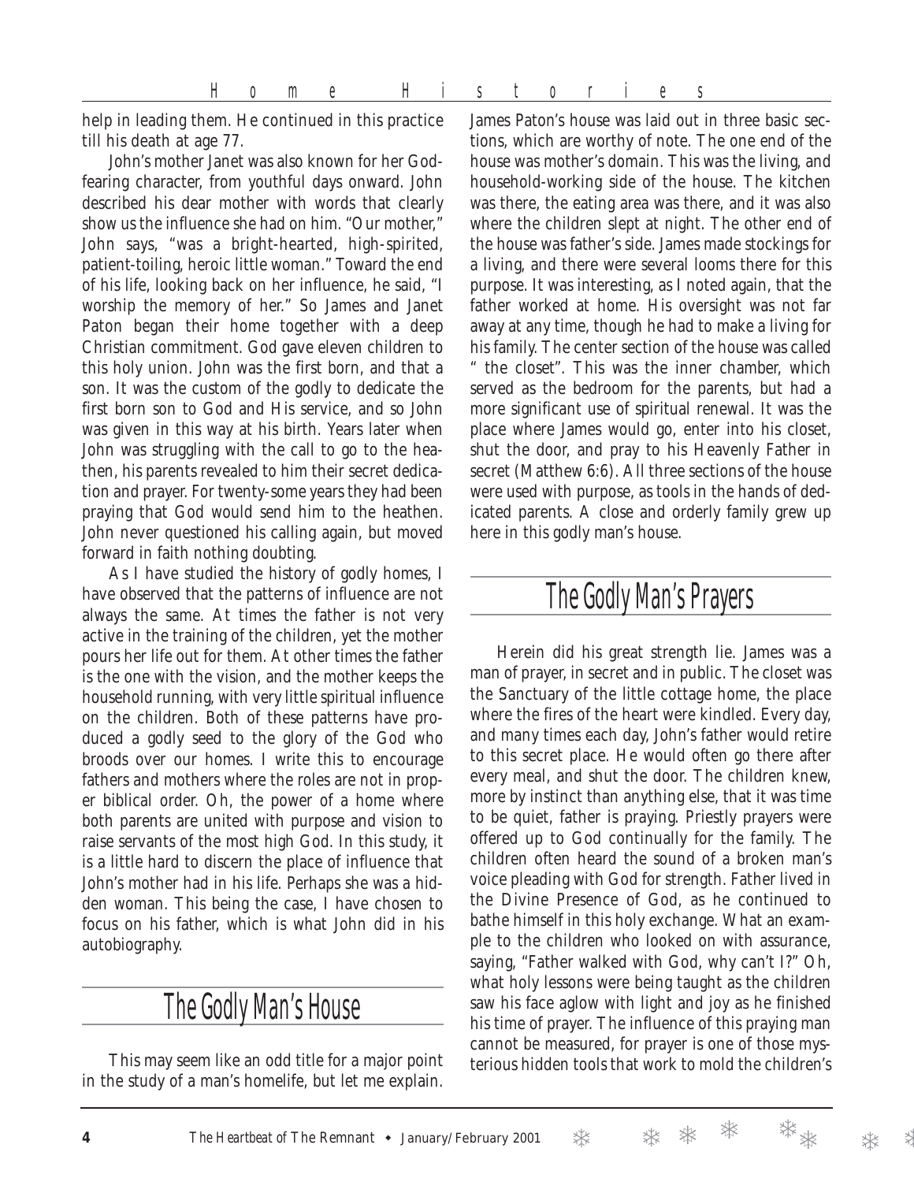help in leading them. He continued in this practice till his death at age 77.

John's mother Janet was also known for her God-fearing character, from youthful days onward. John described his dear mother with words that clearly show us the influence she had on him. "Our mother," John says, "was a bright-hearted, high-spirited, patient-toiling, heroic little woman." Toward the end of his life, looking back on her influence, he said, "I worship the memory of her." So James and Janet Paton began their home together with a deep Christian commitment. God gave eleven children to this holy union. John was the first born, and that a son. It was the custom of the godly to dedicate the first born son to God and His service, and so John was given in this way at his birth. Years later when John was struggling with the call to go to the heathen, his parents revealed to him their secret dedication and prayer. For twenty-some years they had been praying that God would send him to the heathen. John never questioned his calling again, but moved forward in faith nothing doubting.

As I have studied the history of godly homes, I have observed that the patterns of influence are not always the same. At times the father is not very active in the training of the children, yet the mother pours her life out for them. At other times the father is the one with the vision, and the mother keeps the household running, with very little spiritual influence on the children. Both of these patterns have produced a godly seed to the glory of the God who broods over our homes. I write this to encourage fathers and mothers where the roles are not in proper biblical order. Oh, the power of a home where both parents are united with purpose and vision to raise servants of the most high God. In this study, it is a little hard to discern the place of influence that John's mother had in his life. Perhaps she was a hidden woman. This being the case, I have chosen to focus on his father, which is what John did in his autobiography.

## The Godly Man's House

This may seem like an odd title for a major point in the study of a man's homelife, but let me explain. James Paton's house was laid out in three basic sections, which are worthy of note. The one end of the house was mother's domain. This was the living, and household-working side of the house. The kitchen was there, the eating area was there, and it was also where the children slept at night. The other end of the house was father's side. James made stockings for a living, and there were several looms there for this purpose. It was interesting, as I noted again, that the father worked at home. His oversight was not far away at any time, though he had to make a living for his family. The center section of the house was called " the closet". This was the inner chamber, which served as the bedroom for the parents, but had a more significant use of spiritual renewal. It was the place where James would go, enter into his closet, shut the door, and pray to his Heavenly Father in secret (Matthew 6:6). All three sections of the house were used with purpose, as tools in the hands of dedicated parents. A close and orderly family grew up here in this godly man's house.

## The Godly Man's Prayers

Herein did his great strength lie. James was a man of prayer, in secret and in public. The closet was the Sanctuary of the little cottage home, the place where the fires of the heart were kindled. Every day, and many times each day, John's father would retire to this secret place. He would often go there after every meal, and shut the door. The children knew, more by instinct than anything else, that it was time to be quiet, father is praying. Priestly prayers were offered up to God continually for the family. The children often heard the sound of a broken man's voice pleading with God for strength. Father lived in the Divine Presence of God, as he continued to bathe himself in this holy exchange. What an example to the children who looked on with assurance, saying, "Father walked with God, why can't I?" Oh, what holy lessons were being taught as the children saw his face aglow with light and joy as he finished his time of prayer. The influence of this praying man cannot be measured, for prayer is one of those mysterious hidden tools that work to mold the children's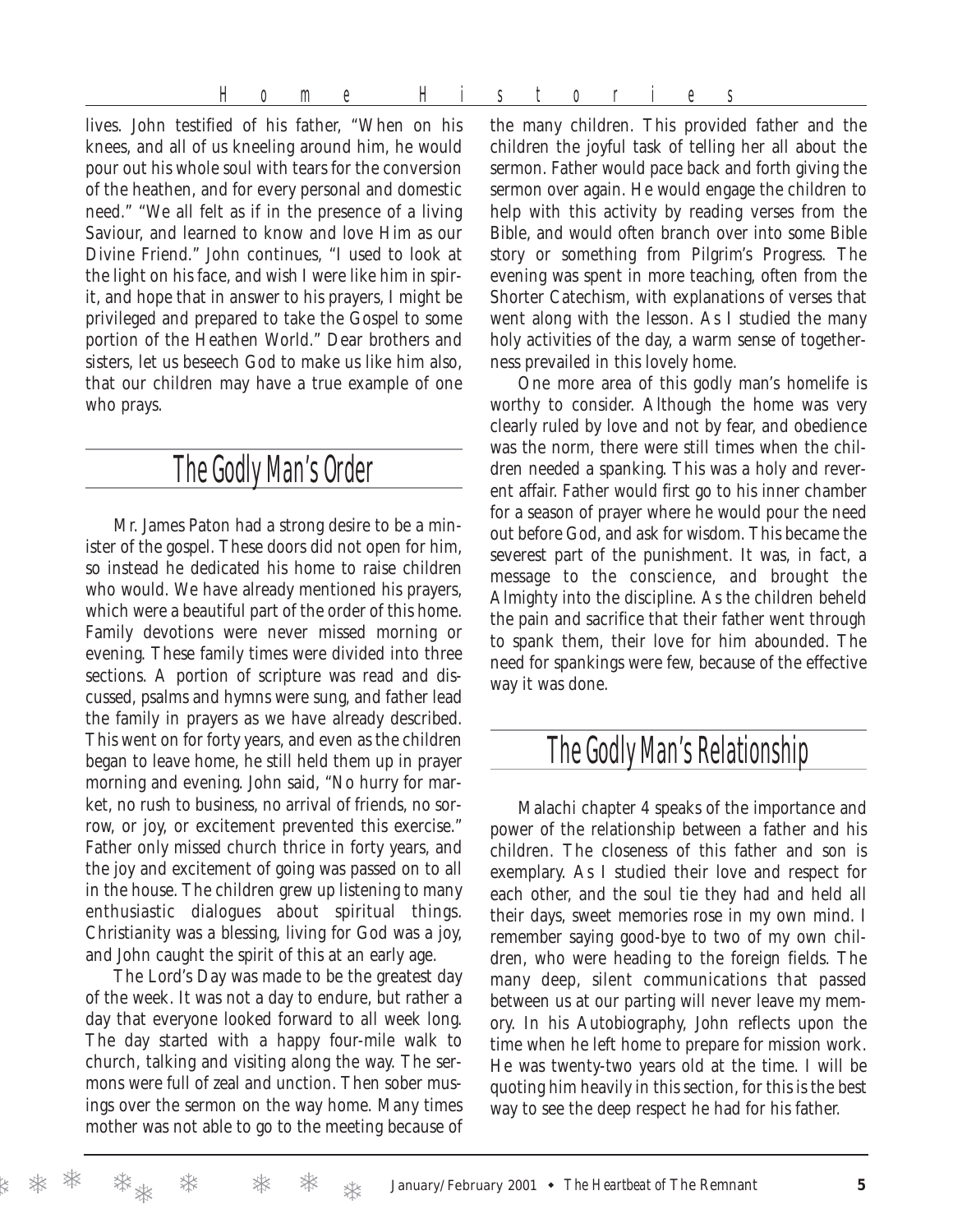lives. John testified of his father, "When on his knees, and all of us kneeling around him, he would pour out his whole soul with tears for the conversion of the heathen, and for every personal and domestic need." "We all felt as if in the presence of a living Saviour, and learned to know and love Him as our Divine Friend." John continues, "I used to look at the light on his face, and wish I were like him in spirit, and hope that in answer to his prayers, I might be privileged and prepared to take the Gospel to some portion of the Heathen World." Dear brothers and sisters, let us beseech God to make us like him also, that our children may have a true example of one who prays.

## The Godly Man's Order

Mr. James Paton had a strong desire to be a minister of the gospel. These doors did not open for him, so instead he dedicated his home to raise children who would. We have already mentioned his prayers, which were a beautiful part of the order of this home. Family devotions were never missed morning or evening. These family times were divided into three sections. A portion of scripture was read and discussed, psalms and hymns were sung, and father lead the family in prayers as we have already described. This went on for forty years, and even as the children began to leave home, he still held them up in prayer morning and evening. John said, "No hurry for market, no rush to business, no arrival of friends, no sorrow, or joy, or excitement prevented this exercise." Father only missed church thrice in forty years, and the joy and excitement of going was passed on to all in the house. The children grew up listening to many enthusiastic dialogues about spiritual things. Christianity was a blessing, living for God was a joy, and John caught the spirit of this at an early age.

The Lord's Day was made to be the greatest day of the week. It was not a day to endure, but rather a day that everyone looked forward to all week long. The day started with a happy four-mile walk to church, talking and visiting along the way. The sermons were full of zeal and unction. Then sober musings over the sermon on the way home. Many times mother was not able to go to the meeting because of the many children. This provided father and the children the joyful task of telling her all about the sermon. Father would pace back and forth giving the sermon over again. He would engage the children to help with this activity by reading verses from the Bible, and would often branch over into some Bible story or something from Pilgrim's Progress. The evening was spent in more teaching, often from the Shorter Catechism, with explanations of verses that went along with the lesson. As I studied the many holy activities of the day, a warm sense of togetherness prevailed in this lovely home.

One more area of this godly man's homelife is worthy to consider. Although the home was very clearly ruled by love and not by fear, and obedience was the norm, there were still times when the children needed a spanking. This was a holy and reverent affair. Father would first go to his inner chamber for a season of prayer where he would pour the need out before God, and ask for wisdom. This became the severest part of the punishment. It was, in fact, a message to the conscience, and brought the Almighty into the discipline. As the children beheld the pain and sacrifice that their father went through to spank them, their love for him abounded. The need for spankings were few, because of the effective way it was done.

## The Godly Man's Relationship

Malachi chapter 4 speaks of the importance and power of the relationship between a father and his children. The closeness of this father and son is exemplary. As I studied their love and respect for each other, and the soul tie they had and held all their days, sweet memories rose in my own mind. I remember saying good-bye to two of my own children, who were heading to the foreign fields. The many deep, silent communications that passed between us at our parting will never leave my memory. In his Autobiography, John reflects upon the time when he left home to prepare for mission work. He was twenty-two years old at the time. I will be quoting him heavily in this section, for this is the best way to see the deep respect he had for his father.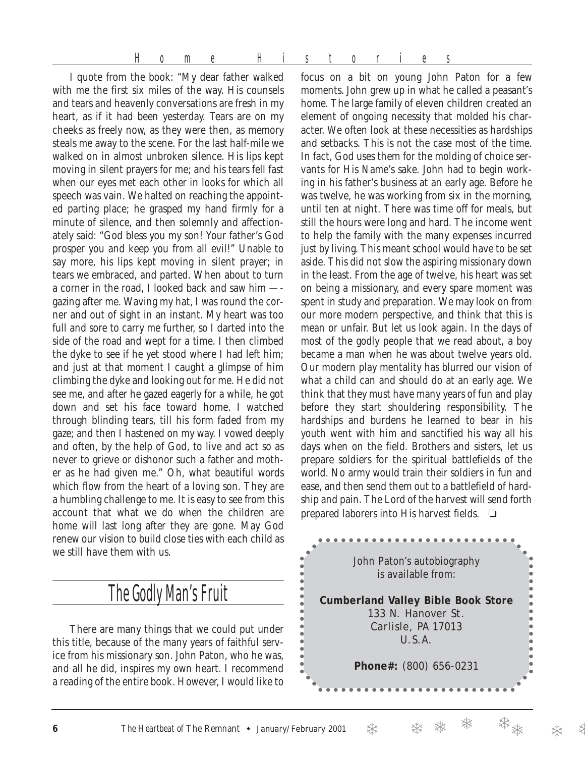I quote from the book: "My dear father walked with me the first six miles of the way. His counsels and tears and heavenly conversations are fresh in my heart, as if it had been yesterday. Tears are on my cheeks as freely now, as they were then, as memory steals me away to the scene. For the last half-mile we walked on in almost unbroken silence. His lips kept moving in silent prayers for me; and his tears fell fast when our eyes met each other in looks for which all speech was vain. We halted on reaching the appointed parting place; he grasped my hand firmly for a minute of silence, and then solemnly and affectionately said: "God bless you my son! Your father's God prosper you and keep you from all evil!" Unable to say more, his lips kept moving in silent prayer; in tears we embraced, and parted. When about to turn a corner in the road, I looked back and saw him —-gazing after me. Waving my hat, I was round the corner and out of sight in an instant. My heart was too full and sore to carry me further, so I darted into the side of the road and wept for a time. I then climbed the dyke to see if he yet stood where I had left him; and just at that moment I caught a glimpse of him climbing the dyke and looking out for me. He did not see me, and after he gazed eagerly for a while, he got down and set his face toward home. I watched through blinding tears, till his form faded from my gaze; and then I hastened on my way. I vowed deeply and often, by the help of God, to live and act so as never to grieve or dishonor such a father and mother as he had given me." Oh, what beautiful words which flow from the heart of a loving son. They are a humbling challenge to me. It is easy to see from this account that what we do when the children are home will last long after they are gone. May God renew our vision to build close ties with each child as we still have them with us.

## The Godly Man's Fruit

There are many things that we could put under this title, because of the many years of faithful service from his missionary son. John Paton, who he was, and all he did, inspires my own heart. I recommend a reading of the entire book. However, I would like to focus on a bit on young John Paton for a few moments. John grew up in what he called a peasant's home. The large family of eleven children created an element of ongoing necessity that molded his character. We often look at these necessities as hardships and setbacks. This is not the case most of the time. In fact, God uses them for the molding of choice servants for His Name's sake. John had to begin working in his father's business at an early age. Before he was twelve, he was working from six in the morning, until ten at night. There was time off for meals, but still the hours were long and hard. The income went to help the family with the many expenses incurred just by living. This meant school would have to be set aside. This did not slow the aspiring missionary down in the least. From the age of twelve, his heart was set on being a missionary, and every spare moment was spent in study and preparation. We may look on from our more modern perspective, and think that this is mean or unfair. But let us look again. In the days of most of the godly people that we read about, a boy became a man when he was about twelve years old. Our modern play mentality has blurred our vision of what a child can and should do at an early age. We think that they must have many years of fun and play before they start shouldering responsibility. The hardships and burdens he learned to bear in his youth went with him and sanctified his way all his days when on the field. Brothers and sisters, let us prepare soldiers for the spiritual battlefields of the world. No army would train their soldiers in fun and ease, and then send them out to a battlefield of hardship and pain. The Lord of the harvest will send forth prepared laborers into His harvest fields. ❏

John Paton's autobiography is available from:

**Cumberland Valley Bible Book Store**
133 N. Hanover St.
Carlisle, PA 17013
U.S.A.

**Phone#:** (800) 656-0231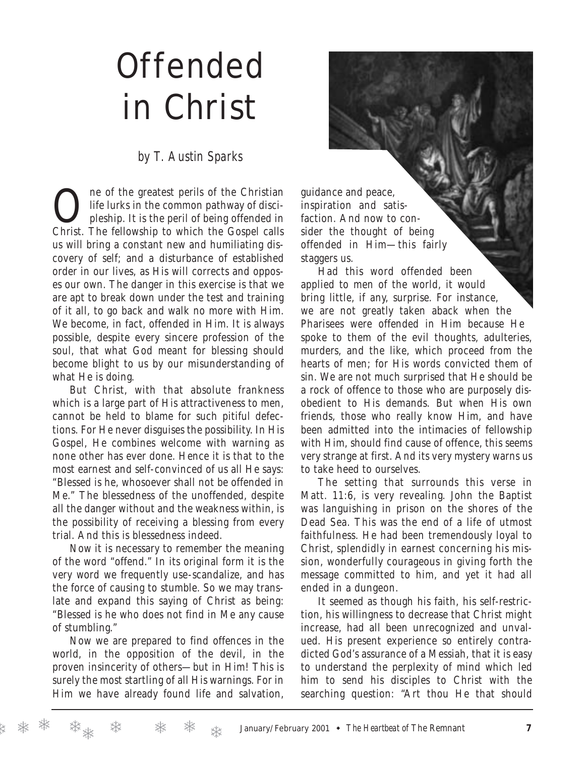# Offended in Christ

*by T. Austin Sparks*

One of the greatest perils of the Christian life lurks in the common pathway of discipleship. It is the peril of being offended in Christ. The fellowship to which the Gospel calls us will bring a constant new and humiliating discovery of self; and a disturbance of established order in our lives, as His will corrects and opposes our own. The danger in this exercise is that we are apt to break down under the test and training of it all, to go back and walk no more with Him. We become, in fact, offended in Him. It is always possible, despite every sincere profession of the soul, that what God meant for blessing should become blight to us by our misunderstanding of what He is doing.

But Christ, with that absolute frankness which is a large part of His attractiveness to men, cannot be held to blame for such pitiful defections. For He never disguises the possibility. In His Gospel, He combines welcome with warning as none other has ever done. Hence it is that to the most earnest and self-convinced of us all He says: "Blessed is he, whosoever shall not be offended in Me." The blessedness of the unoffended, despite all the danger without and the weakness within, is the possibility of receiving a blessing from every trial. And this is blessedness indeed.

Now it is necessary to remember the meaning of the word "offend." In its original form it is the very word we frequently use-scandalize, and has the force of causing to stumble. So we may translate and expand this saying of Christ as being: "Blessed is he who does not find in Me any cause of stumbling."

Now we are prepared to find offences in the world, in the opposition of the devil, in the proven insincerity of others—but in Him! This is surely the most startling of all His warnings. For in Him we have already found life and salvation, guidance and peace, inspiration and satisfaction. And now to consider the thought of being offended in Him—this fairly staggers us.

Had this word offended been applied to men of the world, it would bring little, if any, surprise. For instance, we are not greatly taken aback when the Pharisees were offended in Him because He spoke to them of the evil thoughts, adulteries, murders, and the like, which proceed from the hearts of men; for His words convicted them of sin. We are not much surprised that He should be a rock of offence to those who are purposely disobedient to His demands. But when His own friends, those who really know Him, and have been admitted into the intimacies of fellowship with Him, should find cause of offence, this seems very strange at first. And its very mystery warns us to take heed to ourselves.

The setting that surrounds this verse in Matt. 11:6, is very revealing. John the Baptist was languishing in prison on the shores of the Dead Sea. This was the end of a life of utmost faithfulness. He had been tremendously loyal to Christ, splendidly in earnest concerning his mission, wonderfully courageous in giving forth the message committed to him, and yet it had all ended in a dungeon.

It seemed as though his faith, his self-restriction, his willingness to decrease that Christ might increase, had all been unrecognized and unvalued. His present experience so entirely contradicted God's assurance of a Messiah, that it is easy to understand the perplexity of mind which led him to send his disciples to Christ with the searching question: "Art thou He that should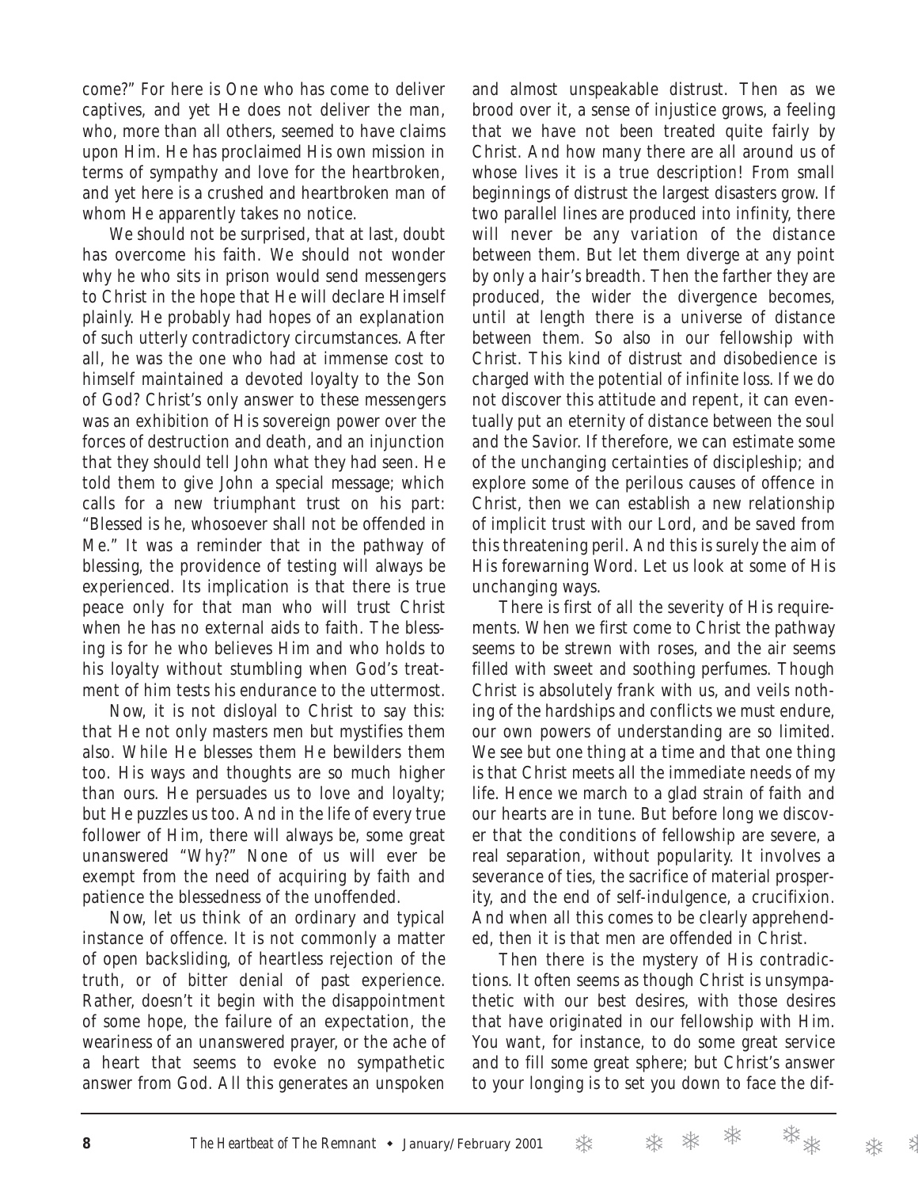come?" For here is One who has come to deliver captives, and yet He does not deliver the man, who, more than all others, seemed to have claims upon Him. He has proclaimed His own mission in terms of sympathy and love for the heartbroken, and yet here is a crushed and heartbroken man of whom He apparently takes no notice.

We should not be surprised, that at last, doubt has overcome his faith. We should not wonder why he who sits in prison would send messengers to Christ in the hope that He will declare Himself plainly. He probably had hopes of an explanation of such utterly contradictory circumstances. After all, he was the one who had at immense cost to himself maintained a devoted loyalty to the Son of God? Christ's only answer to these messengers was an exhibition of His sovereign power over the forces of destruction and death, and an injunction that they should tell John what they had seen. He told them to give John a special message; which calls for a new triumphant trust on his part: "Blessed is he, whosoever shall not be offended in Me." It was a reminder that in the pathway of blessing, the providence of testing will always be experienced. Its implication is that there is true peace only for that man who will trust Christ when he has no external aids to faith. The blessing is for he who believes Him and who holds to his loyalty without stumbling when God's treatment of him tests his endurance to the uttermost.

Now, it is not disloyal to Christ to say this: that He not only masters men but mystifies them also. While He blesses them He bewilders them too. His ways and thoughts are so much higher than ours. He persuades us to love and loyalty; but He puzzles us too. And in the life of every true follower of Him, there will always be, some great unanswered "Why?" None of us will ever be exempt from the need of acquiring by faith and patience the blessedness of the unoffended.

Now, let us think of an ordinary and typical instance of offence. It is not commonly a matter of open backsliding, of heartless rejection of the truth, or of bitter denial of past experience. Rather, doesn't it begin with the disappointment of some hope, the failure of an expectation, the weariness of an unanswered prayer, or the ache of a heart that seems to evoke no sympathetic answer from God. All this generates an unspoken and almost unspeakable distrust. Then as we brood over it, a sense of injustice grows, a feeling that we have not been treated quite fairly by Christ. And how many there are all around us of whose lives it is a true description! From small beginnings of distrust the largest disasters grow. If two parallel lines are produced into infinity, there will never be any variation of the distance between them. But let them diverge at any point by only a hair's breadth. Then the farther they are produced, the wider the divergence becomes, until at length there is a universe of distance between them. So also in our fellowship with Christ. This kind of distrust and disobedience is charged with the potential of infinite loss. If we do not discover this attitude and repent, it can eventually put an eternity of distance between the soul and the Savior. If therefore, we can estimate some of the unchanging certainties of discipleship; and explore some of the perilous causes of offence in Christ, then we can establish a new relationship of implicit trust with our Lord, and be saved from this threatening peril. And this is surely the aim of His forewarning Word. Let us look at some of His unchanging ways.

There is first of all the severity of His requirements. When we first come to Christ the pathway seems to be strewn with roses, and the air seems filled with sweet and soothing perfumes. Though Christ is absolutely frank with us, and veils nothing of the hardships and conflicts we must endure, our own powers of understanding are so limited. We see but one thing at a time and that one thing is that Christ meets all the immediate needs of my life. Hence we march to a glad strain of faith and our hearts are in tune. But before long we discover that the conditions of fellowship are severe, a real separation, without popularity. It involves a severance of ties, the sacrifice of material prosperity, and the end of self-indulgence, a crucifixion. And when all this comes to be clearly apprehended, then it is that men are offended in Christ.

Then there is the mystery of His contradictions. It often seems as though Christ is unsympathetic with our best desires, with those desires that have originated in our fellowship with Him. You want, for instance, to do some great service and to fill some great sphere; but Christ's answer to your longing is to set you down to face the dif-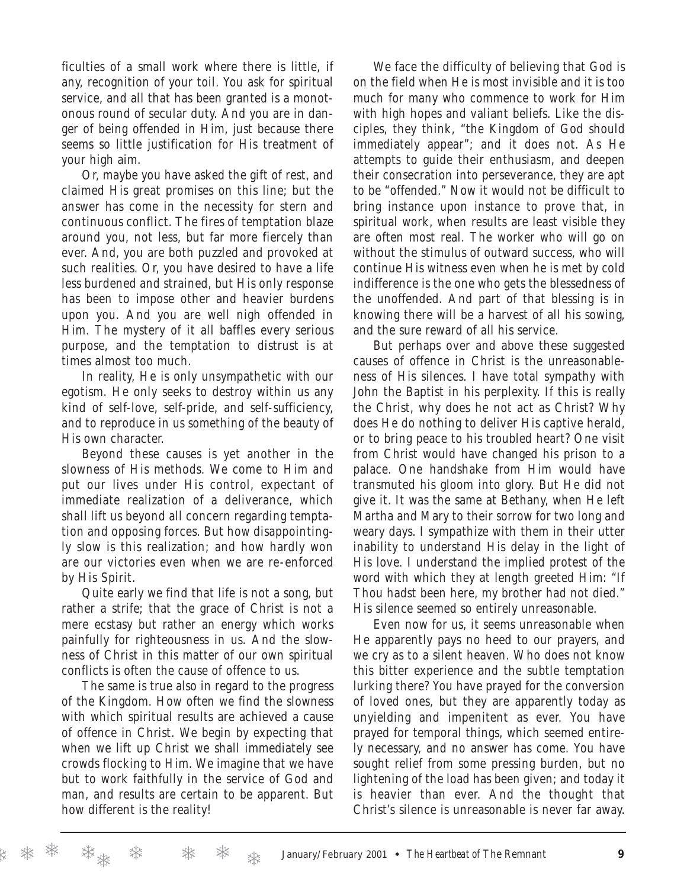ficulties of a small work where there is little, if any, recognition of your toil. You ask for spiritual service, and all that has been granted is a monotonous round of secular duty. And you are in danger of being offended in Him, just because there seems so little justification for His treatment of your high aim.

Or, maybe you have asked the gift of rest, and claimed His great promises on this line; but the answer has come in the necessity for stern and continuous conflict. The fires of temptation blaze around you, not less, but far more fiercely than ever. And, you are both puzzled and provoked at such realities. Or, you have desired to have a life less burdened and strained, but His only response has been to impose other and heavier burdens upon you. And you are well nigh offended in Him. The mystery of it all baffles every serious purpose, and the temptation to distrust is at times almost too much.

In reality, He is only unsympathetic with our egotism. He only seeks to destroy within us any kind of self-love, self-pride, and self-sufficiency, and to reproduce in us something of the beauty of His own character.

Beyond these causes is yet another in the slowness of His methods. We come to Him and put our lives under His control, expectant of immediate realization of a deliverance, which shall lift us beyond all concern regarding temptation and opposing forces. But how disappointingly slow is this realization; and how hardly won are our victories even when we are re-enforced by His Spirit.

Quite early we find that life is not a song, but rather a strife; that the grace of Christ is not a mere ecstasy but rather an energy which works painfully for righteousness in us. And the slowness of Christ in this matter of our own spiritual conflicts is often the cause of offence to us.

The same is true also in regard to the progress of the Kingdom. How often we find the slowness with which spiritual results are achieved a cause of offence in Christ. We begin by expecting that when we lift up Christ we shall immediately see crowds flocking to Him. We imagine that we have but to work faithfully in the service of God and man, and results are certain to be apparent. But how different is the reality!

We face the difficulty of believing that God is on the field when He is most invisible and it is too much for many who commence to work for Him with high hopes and valiant beliefs. Like the disciples, they think, "the Kingdom of God should immediately appear"; and it does not. As He attempts to guide their enthusiasm, and deepen their consecration into perseverance, they are apt to be "offended." Now it would not be difficult to bring instance upon instance to prove that, in spiritual work, when results are least visible they are often most real. The worker who will go on without the stimulus of outward success, who will continue His witness even when he is met by cold indifference is the one who gets the blessedness of the unoffended. And part of that blessing is in knowing there will be a harvest of all his sowing, and the sure reward of all his service.

But perhaps over and above these suggested causes of offence in Christ is the unreasonableness of His silences. I have total sympathy with John the Baptist in his perplexity. If this is really the Christ, why does he not act as Christ? Why does He do nothing to deliver His captive herald, or to bring peace to his troubled heart? One visit from Christ would have changed his prison to a palace. One handshake from Him would have transmuted his gloom into glory. But He did not give it. It was the same at Bethany, when He left Martha and Mary to their sorrow for two long and weary days. I sympathize with them in their utter inability to understand His delay in the light of His love. I understand the implied protest of the word with which they at length greeted Him: "If Thou hadst been here, my brother had not died." His silence seemed so entirely unreasonable.

Even now for us, it seems unreasonable when He apparently pays no heed to our prayers, and we cry as to a silent heaven. Who does not know this bitter experience and the subtle temptation lurking there? You have prayed for the conversion of loved ones, but they are apparently today as unyielding and impenitent as ever. You have prayed for temporal things, which seemed entirely necessary, and no answer has come. You have sought relief from some pressing burden, but no lightening of the load has been given; and today it is heavier than ever. And the thought that Christ's silence is unreasonable is never far away.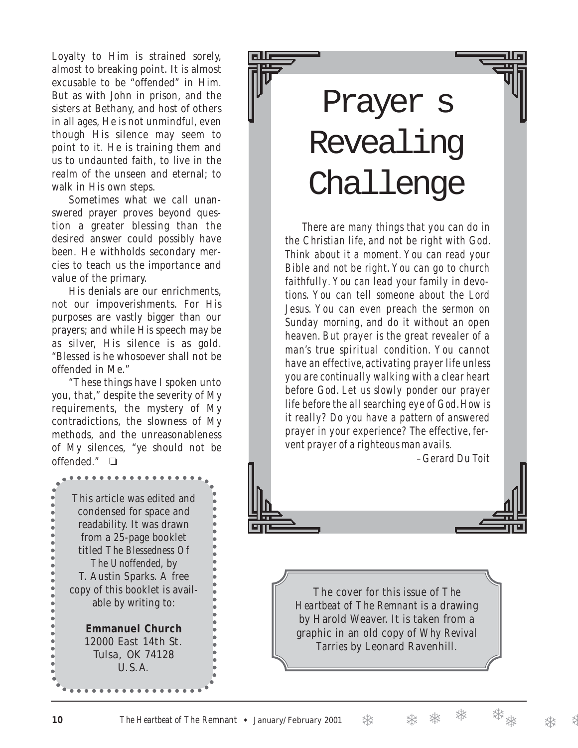Loyalty to Him is strained sorely, almost to breaking point. It is almost excusable to be "offended" in Him. But as with John in prison, and the sisters at Bethany, and host of others in all ages, He is not unmindful, even though His silence may seem to point to it. He is training them and us to undaunted faith, to live in the realm of the unseen and eternal; to walk in His own steps.

Sometimes what we call unanswered prayer proves beyond question a greater blessing than the desired answer could possibly have been. He withholds secondary mercies to teach us the importance and value of the primary.

His denials are our enrichments, not our impoverishments. For His purposes are vastly bigger than our prayers; and while His speech may be as silver, His silence is as gold. "Blessed is he whosoever shall not be offended in Me."

"These things have I spoken unto you, that," despite the severity of My requirements, the mystery of My contradictions, the slowness of My methods, and the unreasonableness of My silences, "ye should not be offended." ❑

This article was edited and condensed for space and readability. It was drawn from a 25-page booklet titled *The Blessedness Of The Unoffended*, by T. Austin Sparks. A free copy of this booklet is available by writing to:

**Emmanuel Church**
12000 East 14th St.
Tulsa, OK 74128
U.S.A.

# Prayer s Revealing Challenge

*There are many things that you can do in the Christian life, and not be right with God. Think about it a moment. You can read your Bible and not be right. You can go to church faithfully. You can lead your family in devotions. You can tell someone about the Lord Jesus. You can even preach the sermon on Sunday morning, and do it without an open heaven. But prayer is the great revealer of a man's true spiritual condition. You cannot have an effective, activating prayer life unless you are continually walking with a clear heart before God. Let us slowly ponder our prayer life before the all searching eye of God. How is it really? Do you have a pattern of answered prayer in your experience? The effective, fervent prayer of a righteous man avails.*

*–Gerard Du Toit*

The cover for this issue of *The Heartbeat of The Remnant* is a drawing by Harold Weaver. It is taken from a graphic in an old copy of *Why Revival Tarries* by Leonard Ravenhill.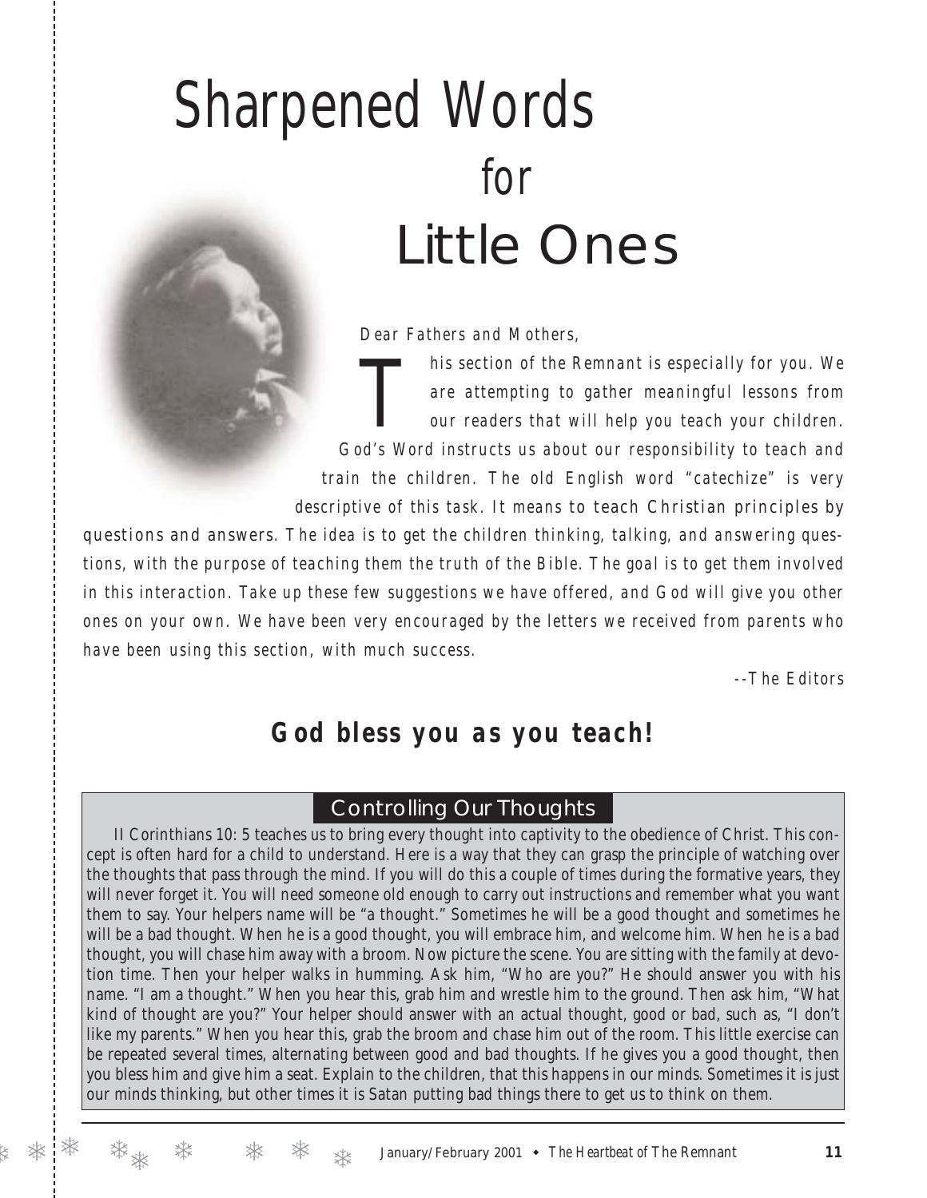# Sharpened Words for Little Ones

*Dear Fathers and Mothers,*

*This section of the Remnant is especially for you. We are attempting to gather meaningful lessons from our readers that will help you teach your children. God's Word instructs us about our responsibility to teach and train the children. The old English word "catechize" is very descriptive of this task. It means to teach Christian principles by questions and answers. The idea is to get the children thinking, talking, and answering questions, with the purpose of teaching them the truth of the Bible. The goal is to get them involved in this interaction. Take up these few suggestions we have offered, and God will give you other ones on your own. We have been very encouraged by the letters we received from parents who have been using this section, with much success.*

*--The Editors*

## God bless you as you teach!

### Controlling Our Thoughts

II Corinthians 10: 5 teaches us to bring every thought into captivity to the obedience of Christ. This concept is often hard for a child to understand. Here is a way that they can grasp the principle of watching over the thoughts that pass through the mind. If you will do this a couple of times during the formative years, they will never forget it. You will need someone old enough to carry out instructions and remember what you want them to say. Your helpers name will be "a thought." Sometimes he will be a good thought and sometimes he will be a bad thought. When he is a good thought, you will embrace him, and welcome him. When he is a bad thought, you will chase him away with a broom. Now picture the scene. You are sitting with the family at devotion time. Then your helper walks in humming. Ask him, "Who are you?" He should answer you with his name. "I am a thought." When you hear this, grab him and wrestle him to the ground. Then ask him, "What kind of thought are you?" Your helper should answer with an actual thought, good or bad, such as, "I don't like my parents." When you hear this, grab the broom and chase him out of the room. This little exercise can be repeated several times, alternating between good and bad thoughts. If he gives you a good thought, then you bless him and give him a seat. Explain to the children, that this happens in our minds. Sometimes it is just our minds thinking, but other times it is Satan putting bad things there to get us to think on them.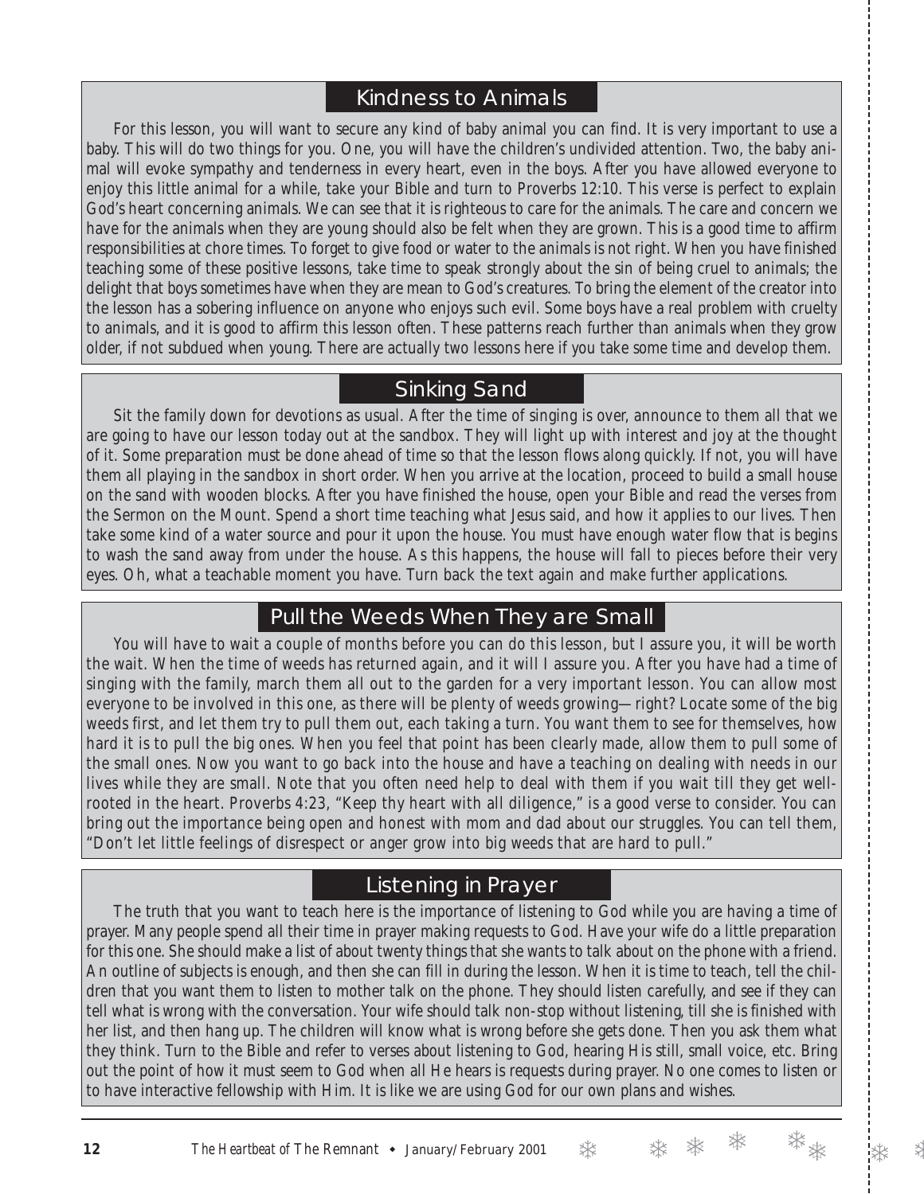## Kindness to Animals

For this lesson, you will want to secure any kind of baby animal you can find. It is very important to use a baby. This will do two things for you. One, you will have the children's undivided attention. Two, the baby animal will evoke sympathy and tenderness in every heart, even in the boys. After you have allowed everyone to enjoy this little animal for a while, take your Bible and turn to Proverbs 12:10. This verse is perfect to explain God's heart concerning animals. We can see that it is righteous to care for the animals. The care and concern we have for the animals when they are young should also be felt when they are grown. This is a good time to affirm responsibilities at chore times. To forget to give food or water to the animals is not right. When you have finished teaching some of these positive lessons, take time to speak strongly about the sin of being cruel to animals; the delight that boys sometimes have when they are mean to God's creatures. To bring the element of the creator into the lesson has a sobering influence on anyone who enjoys such evil. Some boys have a real problem with cruelty to animals, and it is good to affirm this lesson often. These patterns reach further than animals when they grow older, if not subdued when young. There are actually two lessons here if you take some time and develop them.

## Sinking Sand

Sit the family down for devotions as usual. After the time of singing is over, announce to them all that we are going to have our lesson today out at the sandbox. They will light up with interest and joy at the thought of it. Some preparation must be done ahead of time so that the lesson flows along quickly. If not, you will have them all playing in the sandbox in short order. When you arrive at the location, proceed to build a small house on the sand with wooden blocks. After you have finished the house, open your Bible and read the verses from the Sermon on the Mount. Spend a short time teaching what Jesus said, and how it applies to our lives. Then take some kind of a water source and pour it upon the house. You must have enough water flow that is begins to wash the sand away from under the house. As this happens, the house will fall to pieces before their very eyes. Oh, what a teachable moment you have. Turn back the text again and make further applications.

## Pull the Weeds When They are Small

You will have to wait a couple of months before you can do this lesson, but I assure you, it will be worth the wait. When the time of weeds has returned again, and it will I assure you. After you have had a time of singing with the family, march them all out to the garden for a very important lesson. You can allow most everyone to be involved in this one, as there will be plenty of weeds growing—right? Locate some of the big weeds first, and let them try to pull them out, each taking a turn. You want them to see for themselves, how hard it is to pull the big ones. When you feel that point has been clearly made, allow them to pull some of the small ones. Now you want to go back into the house and have a teaching on dealing with needs in our lives while they are small. Note that you often need help to deal with them if you wait till they get well-rooted in the heart. Proverbs 4:23, "Keep thy heart with all diligence," is a good verse to consider. You can bring out the importance being open and honest with mom and dad about our struggles. You can tell them, "Don't let little feelings of disrespect or anger grow into big weeds that are hard to pull."

## Listening in Prayer

The truth that you want to teach here is the importance of listening to God while you are having a time of prayer. Many people spend all their time in prayer making requests to God. Have your wife do a little preparation for this one. She should make a list of about twenty things that she wants to talk about on the phone with a friend. An outline of subjects is enough, and then she can fill in during the lesson. When it is time to teach, tell the children that you want them to listen to mother talk on the phone. They should listen carefully, and see if they can tell what is wrong with the conversation. Your wife should talk non-stop without listening, till she is finished with her list, and then hang up. The children will know what is wrong before she gets done. Then you ask them what they think. Turn to the Bible and refer to verses about listening to God, hearing His still, small voice, etc. Bring out the point of how it must seem to God when all He hears is requests during prayer. No one comes to listen or to have interactive fellowship with Him. It is like we are using God for our own plans and wishes.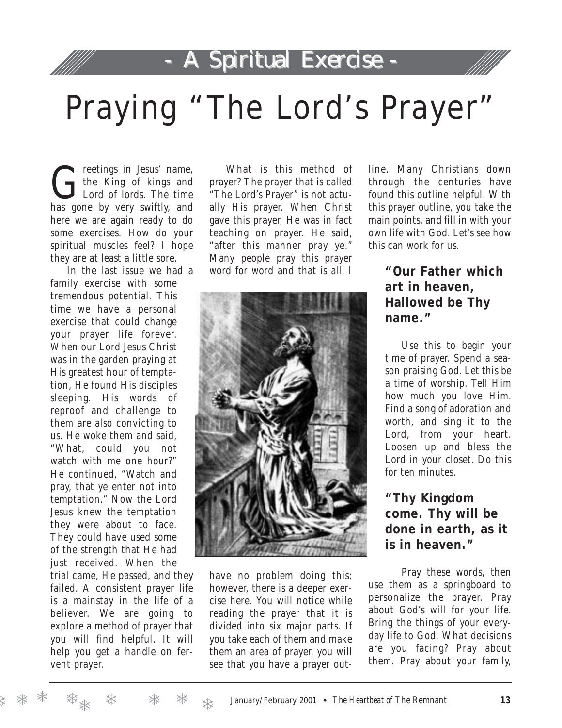## - A Spiritual Exercise -

# Praying "The Lord's Prayer"

Greetings in Jesus' name, the King of kings and Lord of lords. The time has gone by very swiftly, and here we are again ready to do some exercises. How do your spiritual muscles feel? I hope they are at least a little sore.

In the last issue we had a family exercise with some tremendous potential. This time we have a personal exercise that could change your prayer life forever. When our Lord Jesus Christ was in the garden praying at His greatest hour of temptation, He found His disciples sleeping. His words of reproof and challenge to them are also convicting to us. He woke them and said, "What, could you not watch with me one hour?" He continued, "Watch and pray, that ye enter not into temptation." Now the Lord Jesus knew the temptation they were about to face. They could have used some of the strength that He had just received. When the trial came, He passed, and they failed. A consistent prayer life is a mainstay in the life of a believer. We are going to explore a method of prayer that you will find helpful. It will help you get a handle on fervent prayer.

What is this method of prayer? The prayer that is called "The Lord's Prayer" is not actually His prayer. When Christ gave this prayer, He was in fact teaching on prayer. He said, "after this manner pray ye." Many people pray this prayer word for word and that is all. I have no problem doing this; however, there is a deeper exercise here. You will notice while reading the prayer that it is divided into six major parts. If you take each of them and make them an area of prayer, you will see that you have a prayer outline. Many Christians down through the centuries have found this outline helpful. With this prayer outline, you take the main points, and fill in with your own life with God. Let's see how this can work for us.

### "Our Father which art in heaven, Hallowed be Thy name."

Use this to begin your time of prayer. Spend a season praising God. Let this be a time of worship. Tell Him how much you love Him. Find a song of adoration and worth, and sing it to the Lord, from your heart. Loosen up and bless the Lord in your closet. Do this for ten minutes.

### "Thy Kingdom come. Thy will be done in earth, as it is in heaven."

Pray these words, then use them as a springboard to personalize the prayer. Pray about God's will for your life. Bring the things of your everyday life to God. What decisions are you facing? Pray about them. Pray about your family,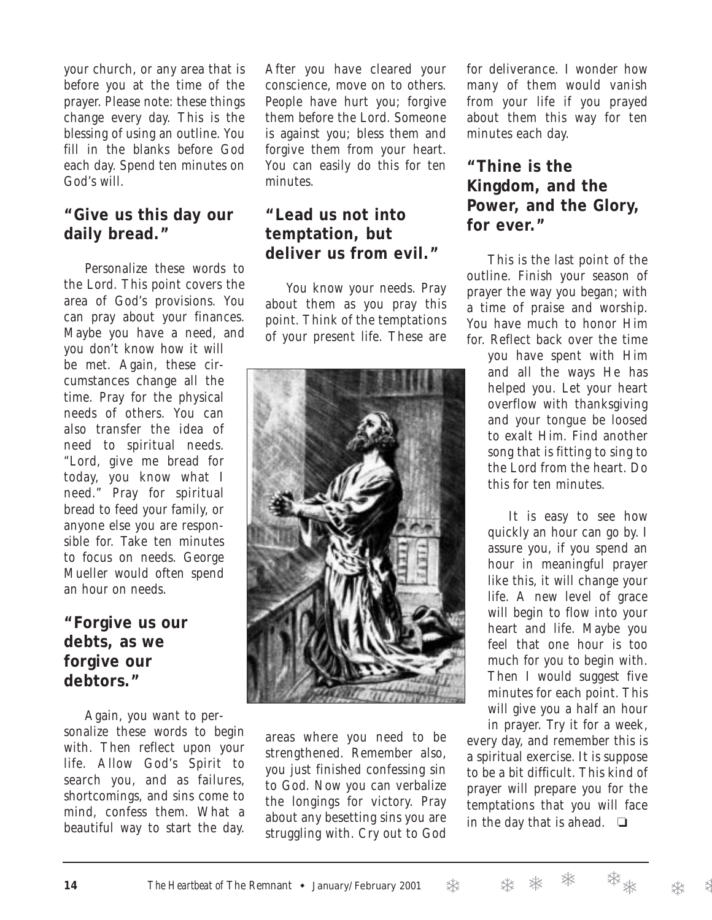your church, or any area that is before you at the time of the prayer. Please note: these things change every day. This is the blessing of using an outline. You fill in the blanks before God each day. Spend ten minutes on God's will.

## "Give us this day our daily bread."

Personalize these words to the Lord. This point covers the area of God's provisions. You can pray about your finances. Maybe you have a need, and you don't know how it will be met. Again, these circumstances change all the time. Pray for the physical needs of others. You can also transfer the idea of need to spiritual needs. "Lord, give me bread for today, you know what I need." Pray for spiritual bread to feed your family, or anyone else you are responsible for. Take ten minutes to focus on needs. George Mueller would often spend an hour on needs.

## "Forgive us our debts, as we forgive our debtors."

Again, you want to personalize these words to begin with. Then reflect upon your life. Allow God's Spirit to search you, and as failures, shortcomings, and sins come to mind, confess them. What a beautiful way to start the day. After you have cleared your conscience, move on to others. People have hurt you; forgive them before the Lord. Someone is against you; bless them and forgive them from your heart. You can easily do this for ten minutes.

## "Lead us not into temptation, but deliver us from evil."

You know your needs. Pray about them as you pray this point. Think of the temptations of your present life. These are areas where you need to be strengthened. Remember also, you just finished confessing sin to God. Now you can verbalize the longings for victory. Pray about any besetting sins you are struggling with. Cry out to God for deliverance. I wonder how many of them would vanish from your life if you prayed about them this way for ten minutes each day.

## "Thine is the Kingdom, and the Power, and the Glory, for ever."

This is the last point of the outline. Finish your season of prayer the way you began; with a time of praise and worship. You have much to honor Him for. Reflect back over the time you have spent with Him and all the ways He has helped you. Let your heart overflow with thanksgiving and your tongue be loosed to exalt Him. Find another song that is fitting to sing to the Lord from the heart. Do this for ten minutes.

It is easy to see how quickly an hour can go by. I assure you, if you spend an hour in meaningful prayer like this, it will change your life. A new level of grace will begin to flow into your heart and life. Maybe you feel that one hour is too much for you to begin with. Then I would suggest five minutes for each point. This will give you a half an hour in prayer. Try it for a week, every day, and remember this is a spiritual exercise. It is suppose to be a bit difficult. This kind of prayer will prepare you for the temptations that you will face in the day that is ahead. ❏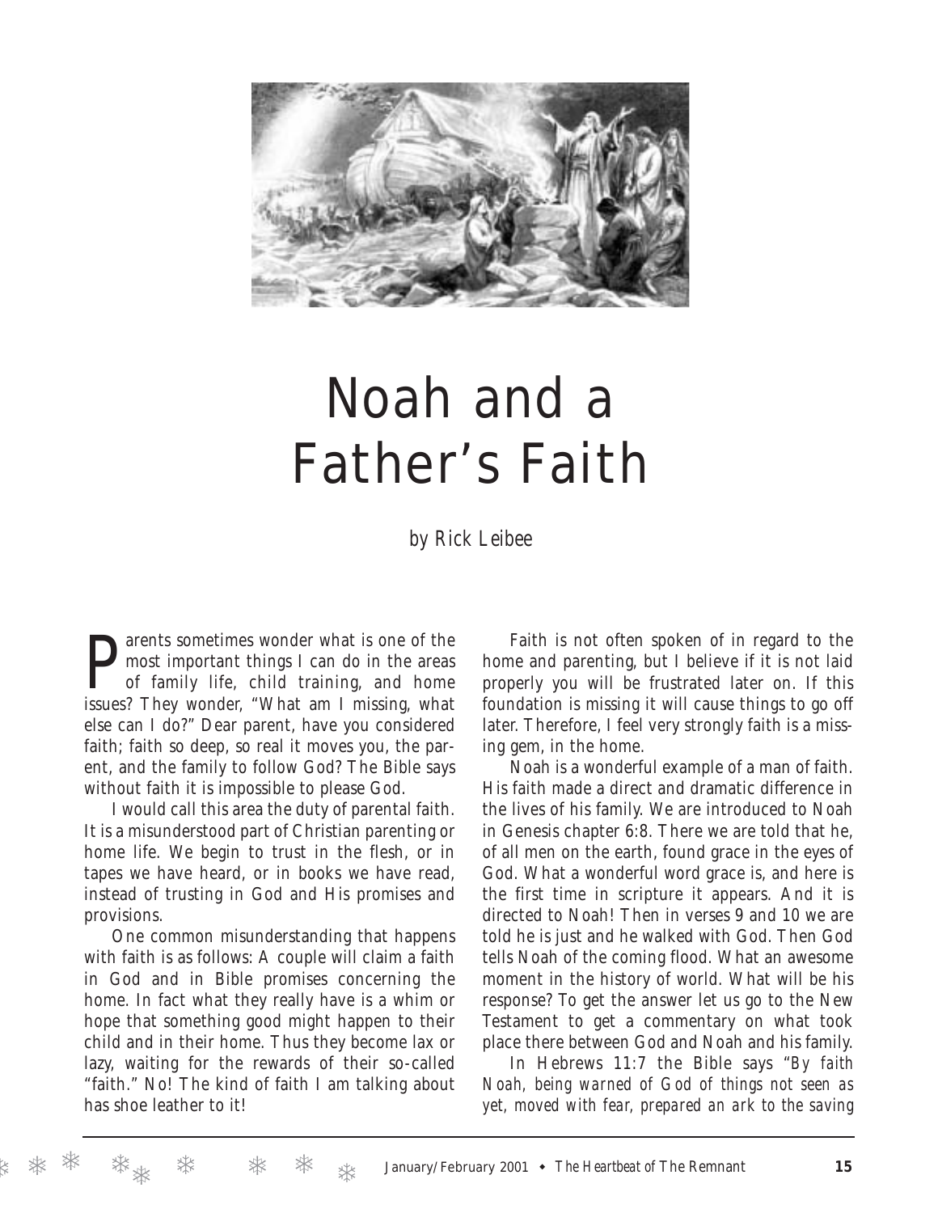# Noah and a Father's Faith

*by Rick Leibee*

Parents sometimes wonder what is one of the most important things I can do in the areas of family life, child training, and home issues? They wonder, "What am I missing, what else can I do?" Dear parent, have you considered faith; faith so deep, so real it moves you, the parent, and the family to follow God? The Bible says without faith it is impossible to please God.

I would call this area the duty of parental faith. It is a misunderstood part of Christian parenting or home life. We begin to trust in the flesh, or in tapes we have heard, or in books we have read, instead of trusting in God and His promises and provisions.

One common misunderstanding that happens with faith is as follows: A couple will claim a faith in God and in Bible promises concerning the home. In fact what they really have is a whim or hope that something good might happen to their child and in their home. Thus they become lax or lazy, waiting for the rewards of their so-called "faith." No! The kind of faith I am talking about has shoe leather to it!

Faith is not often spoken of in regard to the home and parenting, but I believe if it is not laid properly you will be frustrated later on. If this foundation is missing it will cause things to go off later. Therefore, I feel very strongly faith is a missing gem, in the home.

Noah is a wonderful example of a man of faith. His faith made a direct and dramatic difference in the lives of his family. We are introduced to Noah in Genesis chapter 6:8. There we are told that he, of all men on the earth, found grace in the eyes of God. What a wonderful word grace is, and here is the first time in scripture it appears. And it is directed to Noah! Then in verses 9 and 10 we are told he is just and he walked with God. Then God tells Noah of the coming flood. What an awesome moment in the history of world. What will be his response? To get the answer let us go to the New Testament to get a commentary on what took place there between God and Noah and his family.

In Hebrews 11:7 the Bible says "*By faith Noah, being warned of God of things not seen as yet, moved with fear, prepared an ark to the saving*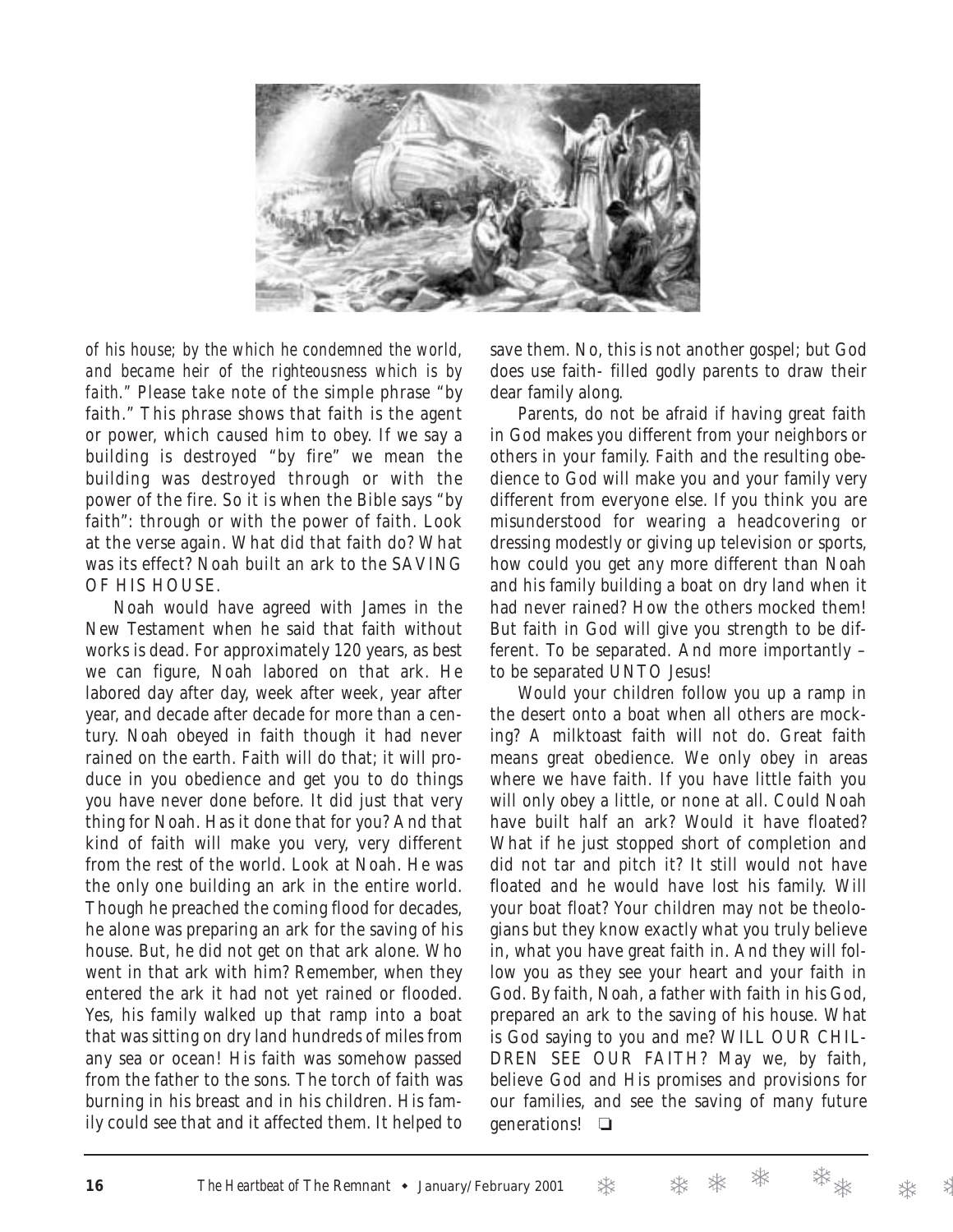*of his house; by the which he condemned the world, and became heir of the righteousness which is by faith.*" Please take note of the simple phrase "by faith." This phrase shows that faith is the agent or power, which caused him to obey. If we say a building is destroyed "by fire" we mean the building was destroyed through or with the power of the fire. So it is when the Bible says "by faith": through or with the power of faith. Look at the verse again. What did that faith do? What was its effect? Noah built an ark to the SAVING OF HIS HOUSE.

Noah would have agreed with James in the New Testament when he said that faith without works is dead. For approximately 120 years, as best we can figure, Noah labored on that ark. He labored day after day, week after week, year after year, and decade after decade for more than a century. Noah obeyed in faith though it had never rained on the earth. Faith will do that; it will produce in you obedience and get you to do things you have never done before. It did just that very thing for Noah. Has it done that for you? And that kind of faith will make you very, very different from the rest of the world. Look at Noah. He was the only one building an ark in the entire world. Though he preached the coming flood for decades, he alone was preparing an ark for the saving of his house. But, he did not get on that ark alone. Who went in that ark with him? Remember, when they entered the ark it had not yet rained or flooded. Yes, his family walked up that ramp into a boat that was sitting on dry land hundreds of miles from any sea or ocean! His faith was somehow passed from the father to the sons. The torch of faith was burning in his breast and in his children. His family could see that and it affected them. It helped to save them. No, this is not another gospel; but God does use faith- filled godly parents to draw their dear family along.

Parents, do not be afraid if having great faith in God makes you different from your neighbors or others in your family. Faith and the resulting obedience to God will make you and your family very different from everyone else. If you think you are misunderstood for wearing a headcovering or dressing modestly or giving up television or sports, how could you get any more different than Noah and his family building a boat on dry land when it had never rained? How the others mocked them! But faith in God will give you strength to be different. To be separated. And more importantly – to be separated UNTO Jesus!

Would your children follow you up a ramp in the desert onto a boat when all others are mocking? A milktoast faith will not do. Great faith means great obedience. We only obey in areas where we have faith. If you have little faith you will only obey a little, or none at all. Could Noah have built half an ark? Would it have floated? What if he just stopped short of completion and did not tar and pitch it? It still would not have floated and he would have lost his family. Will your boat float? Your children may not be theologians but they know exactly what you truly believe in, what you have great faith in. And they will follow you as they see your heart and your faith in God. By faith, Noah, a father with faith in his God, prepared an ark to the saving of his house. What is God saying to you and me? WILL OUR CHILDREN SEE OUR FAITH? May we, by faith, believe God and His promises and provisions for our families, and see the saving of many future generations! ❑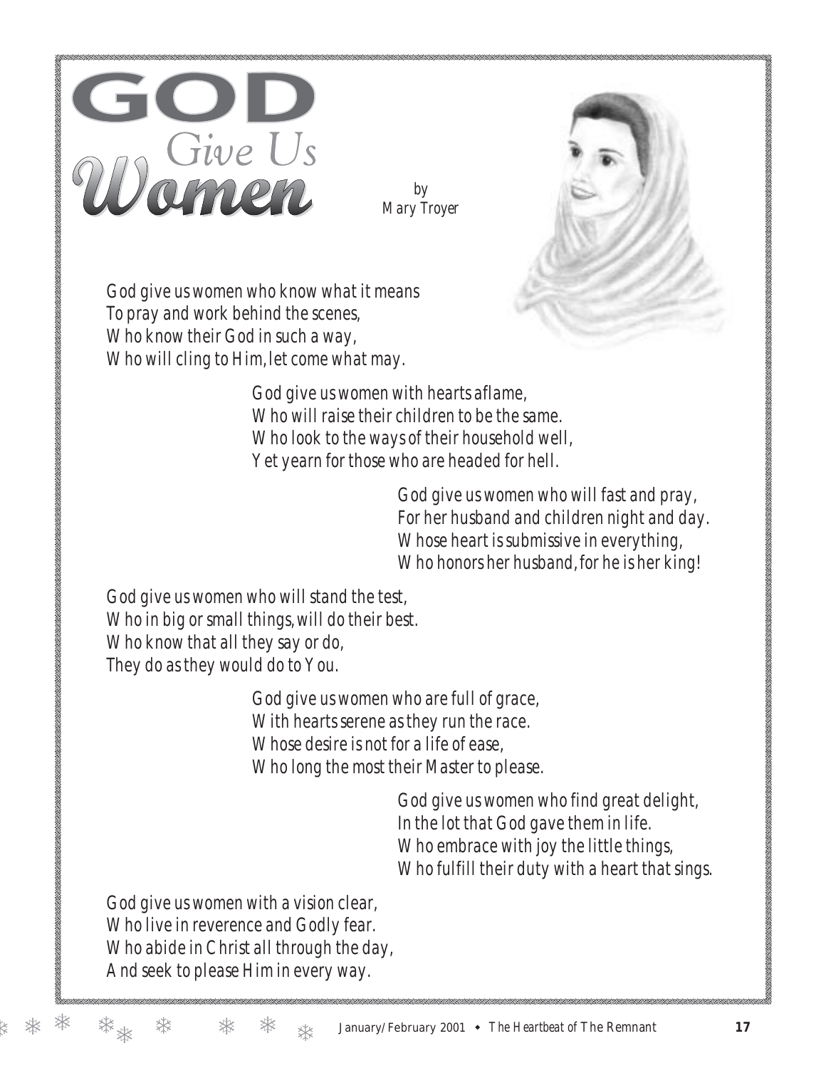# GOD Give Us Women

by
Mary Troyer

*God give us women who know what it means*
*To pray and work behind the scenes,*
*Who know their God in such a way,*
*Who will cling to Him, let come what may.*

*God give us women with hearts aflame,*
*Who will raise their children to be the same.*
*Who look to the ways of their household well,*
*Yet yearn for those who are headed for hell.*

*God give us women who will fast and pray,*
*For her husband and children night and day.*
*Whose heart is submissive in everything,*
*Who honors her husband, for he is her king!*

*God give us women who will stand the test,*
*Who in big or small things, will do their best.*
*Who know that all they say or do,*
*They do as they would do to You.*

*God give us women who are full of grace,*
*With hearts serene as they run the race.*
*Whose desire is not for a life of ease,*
*Who long the most their Master to please.*

*God give us women who find great delight,*
*In the lot that God gave them in life.*
*Who embrace with joy the little things,*
*Who fulfill their duty with a heart that sings.*

*God give us women with a vision clear,*
*Who live in reverence and Godly fear.*
*Who abide in Christ all through the day,*
*And seek to please Him in every way.*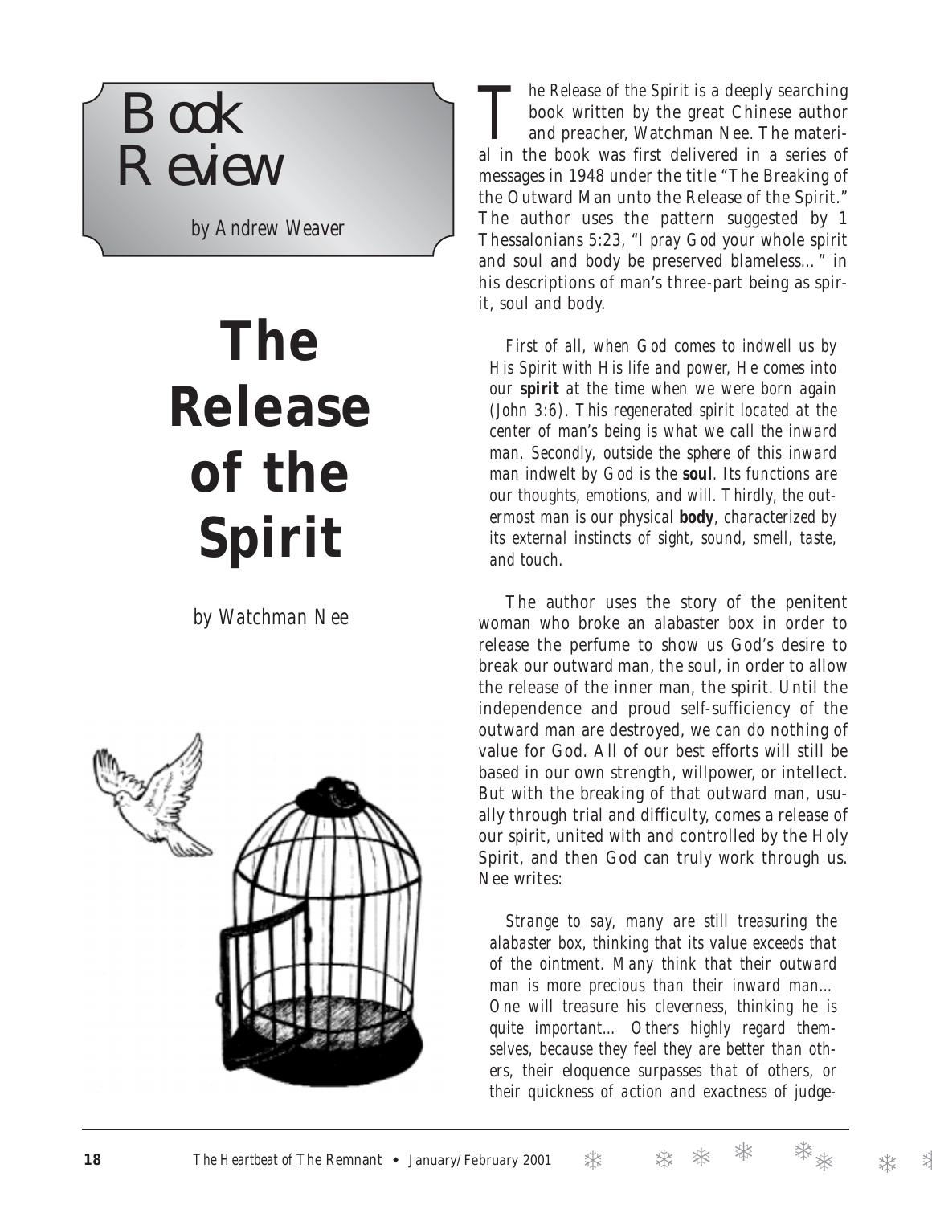# Book Review

by Andrew Weaver

## The Release of the Spirit

by Watchman Nee

*The Release of the Spirit* is a deeply searching book written by the great Chinese author and preacher, Watchman Nee. The material in the book was first delivered in a series of messages in 1948 under the title "The Breaking of the Outward Man unto the Release of the Spirit." The author uses the pattern suggested by 1 Thessalonians 5:23, "*I pray God your whole spirit and soul and body be preserved blameless…*" in his descriptions of man's three-part being as spirit, soul and body.

> *First of all, when God comes to indwell us by His Spirit with His life and power, He comes into our* ***spirit*** *at the time when we were born again (John 3:6). This regenerated spirit located at the center of man's being is what we call the inward man. Secondly, outside the sphere of this inward man indwelt by God is the* ***soul****. Its functions are our thoughts, emotions, and will. Thirdly, the outermost man is our physical* ***body****, characterized by its external instincts of sight, sound, smell, taste, and touch.*

The author uses the story of the penitent woman who broke an alabaster box in order to release the perfume to show us God's desire to break our outward man, the soul, in order to allow the release of the inner man, the spirit. Until the independence and proud self-sufficiency of the outward man are destroyed, we can do nothing of value for God. All of our best efforts will still be based in our own strength, willpower, or intellect. But with the breaking of that outward man, usually through trial and difficulty, comes a release of our spirit, united with and controlled by the Holy Spirit, and then God can truly work through us. Nee writes:

> *Strange to say, many are still treasuring the alabaster box, thinking that its value exceeds that of the ointment. Many think that their outward man is more precious than their inward man… One will treasure his cleverness, thinking he is quite important… Others highly regard themselves, because they feel they are better than others, their eloquence surpasses that of others, or their quickness of action and exactness of judge-*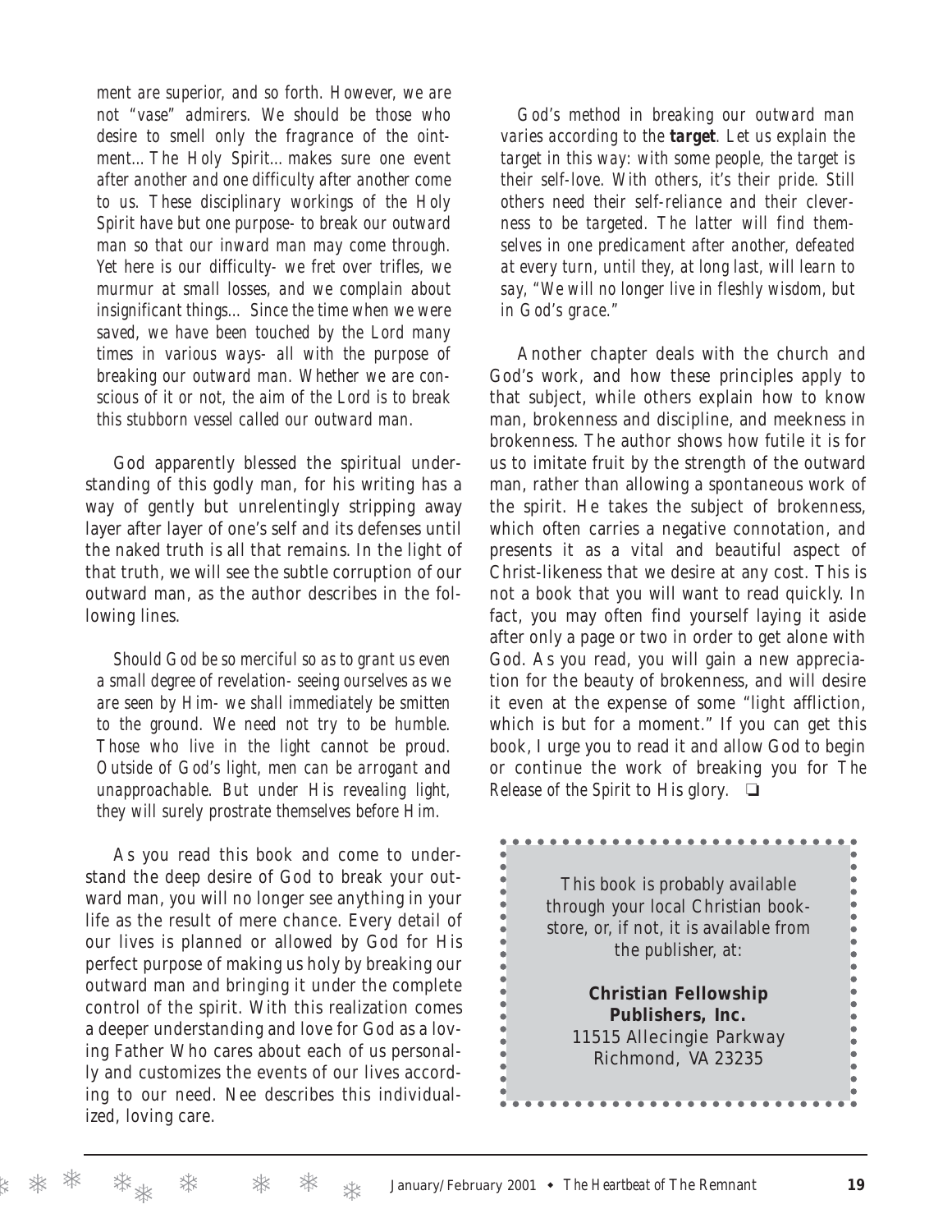*ment are superior, and so forth. However, we are not "vase" admirers. We should be those who desire to smell only the fragrance of the ointment… The Holy Spirit… makes sure one event after another and one difficulty after another come to us. These disciplinary workings of the Holy Spirit have but one purpose- to break our outward man so that our inward man may come through. Yet here is our difficulty- we fret over trifles, we murmur at small losses, and we complain about insignificant things… Since the time when we were saved, we have been touched by the Lord many times in various ways- all with the purpose of breaking our outward man. Whether we are conscious of it or not, the aim of the Lord is to break this stubborn vessel called our outward man.*

God apparently blessed the spiritual understanding of this godly man, for his writing has a way of gently but unrelentingly stripping away layer after layer of one's self and its defenses until the naked truth is all that remains. In the light of that truth, we will see the subtle corruption of our outward man, as the author describes in the following lines.

*Should God be so merciful so as to grant us even a small degree of revelation- seeing ourselves as we are seen by Him- we shall immediately be smitten to the ground. We need not try to be humble. Those who live in the light cannot be proud. Outside of God's light, men can be arrogant and unapproachable. But under His revealing light, they will surely prostrate themselves before Him.*

As you read this book and come to understand the deep desire of God to break your outward man, you will no longer see anything in your life as the result of mere chance. Every detail of our lives is planned or allowed by God for His perfect purpose of making us holy by breaking our outward man and bringing it under the complete control of the spirit. With this realization comes a deeper understanding and love for God as a loving Father Who cares about each of us personally and customizes the events of our lives according to our need. Nee describes this individualized, loving care.

*God's method in breaking our outward man varies according to the **target**. Let us explain the target in this way: with some people, the target is their self-love. With others, it's their pride. Still others need their self-reliance and their cleverness to be targeted. The latter will find themselves in one predicament after another, defeated at every turn, until they, at long last, will learn to say, "We will no longer live in fleshly wisdom, but in God's grace."*

Another chapter deals with the church and God's work, and how these principles apply to that subject, while others explain how to know man, brokenness and discipline, and meekness in brokenness. The author shows how futile it is for us to imitate fruit by the strength of the outward man, rather than allowing a spontaneous work of the spirit. He takes the subject of brokenness, which often carries a negative connotation, and presents it as a vital and beautiful aspect of Christ-likeness that we desire at any cost. This is not a book that you will want to read quickly. In fact, you may often find yourself laying it aside after only a page or two in order to get alone with God. As you read, you will gain a new appreciation for the beauty of brokenness, and will desire it even at the expense of some "light affliction, which is but for a moment." If you can get this book, I urge you to read it and allow God to begin or continue the work of breaking you for *The Release of the Spirit* to His glory. ❏

This book is probably available through your local Christian bookstore, or, if not, it is available from the publisher, at:

**Christian Fellowship Publishers, Inc.**
11515 Allecingie Parkway
Richmond, VA 23235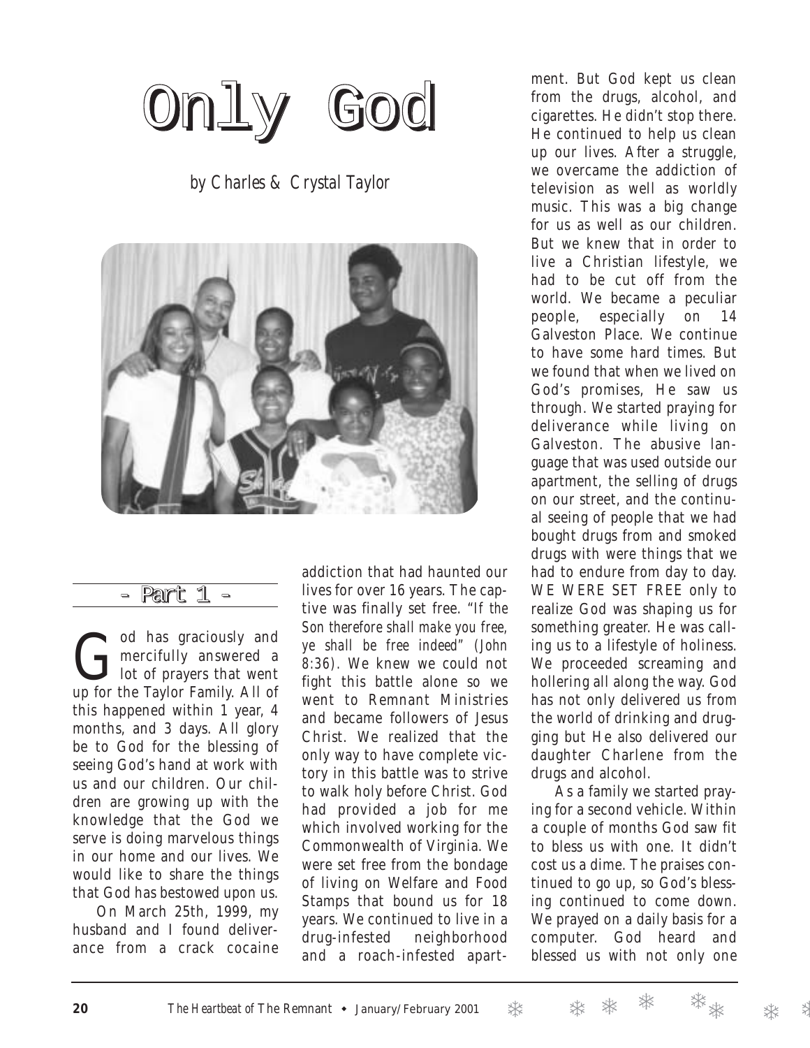# Only God

by Charles & Crystal Taylor

## - Part 1 -

God has graciously and mercifully answered a lot of prayers that went up for the Taylor Family. All of this happened within 1 year, 4 months, and 3 days. All glory be to God for the blessing of seeing God's hand at work with us and our children. Our children are growing up with the knowledge that the God we serve is doing marvelous things in our home and our lives. We would like to share the things that God has bestowed upon us.

On March 25th, 1999, my husband and I found deliverance from a crack cocaine addiction that had haunted our lives for over 16 years. The captive was finally set free. *"If the Son therefore shall make you free, ye shall be free indeed" (John 8:36).* We knew we could not fight this battle alone so we went to Remnant Ministries and became followers of Jesus Christ. We realized that the only way to have complete victory in this battle was to strive to walk holy before Christ. God had provided a job for me which involved working for the Commonwealth of Virginia. We were set free from the bondage of living on Welfare and Food Stamps that bound us for 18 years. We continued to live in a drug-infested neighborhood and a roach-infested apartment. But God kept us clean from the drugs, alcohol, and cigarettes. He didn't stop there. He continued to help us clean up our lives. After a struggle, we overcame the addiction of television as well as worldly music. This was a big change for us as well as our children. But we knew that in order to live a Christian lifestyle, we had to be cut off from the world. We became a peculiar people, especially on 14 Galveston Place. We continue to have some hard times. But we found that when we lived on God's promises, He saw us through. We started praying for deliverance while living on Galveston. The abusive language that was used outside our apartment, the selling of drugs on our street, and the continual seeing of people that we had bought drugs from and smoked drugs with were things that we had to endure from day to day. WE WERE SET FREE only to realize God was shaping us for something greater. He was calling us to a lifestyle of holiness. We proceeded screaming and hollering all along the way. God has not only delivered us from the world of drinking and drugging but He also delivered our daughter Charlene from the drugs and alcohol.

As a family we started praying for a second vehicle. Within a couple of months God saw fit to bless us with one. It didn't cost us a dime. The praises continued to go up, so God's blessing continued to come down. We prayed on a daily basis for a computer. God heard and blessed us with not only one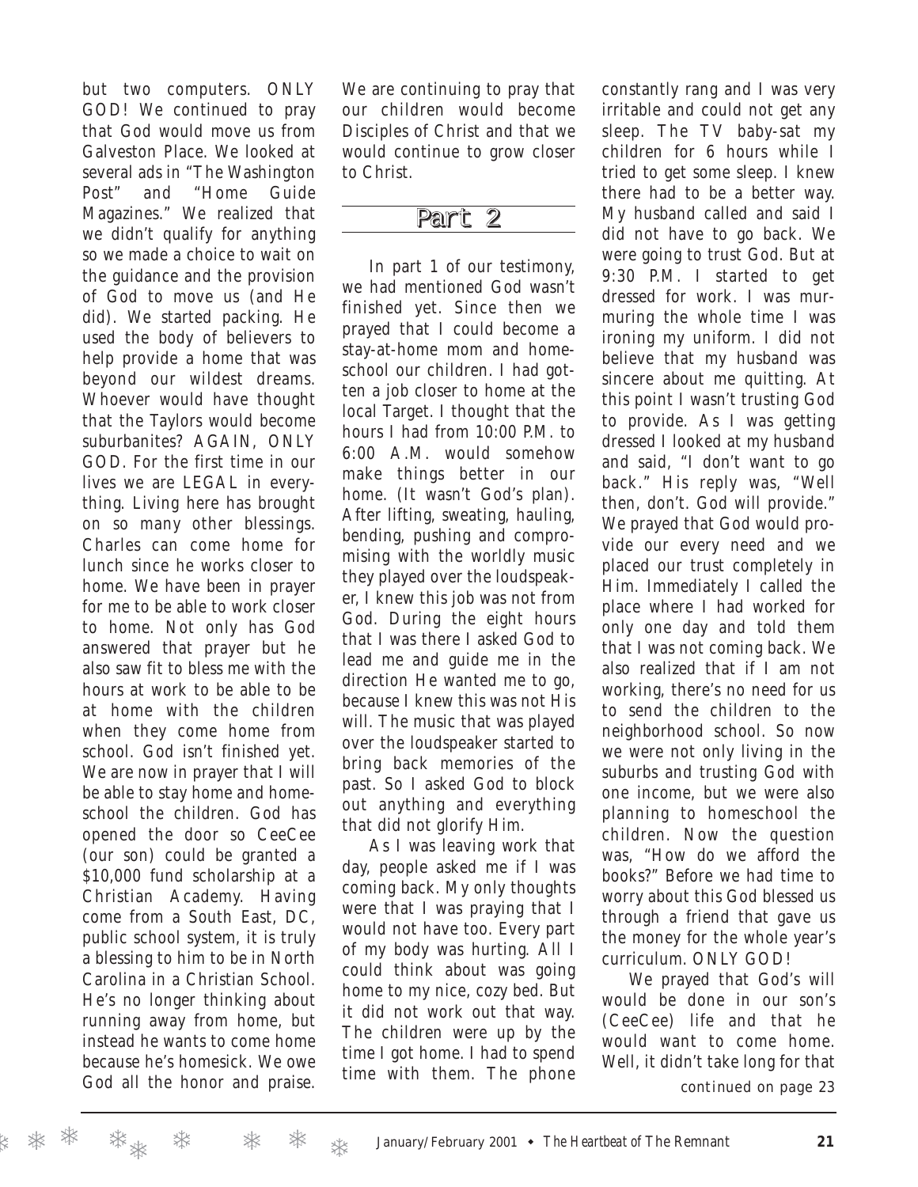but two computers. ONLY GOD! We continued to pray that God would move us from Galveston Place. We looked at several ads in "The Washington Post" and "Home Guide Magazines." We realized that we didn't qualify for anything so we made a choice to wait on the guidance and the provision of God to move us (and He did). We started packing. He used the body of believers to help provide a home that was beyond our wildest dreams. Whoever would have thought that the Taylors would become suburbanites? AGAIN, ONLY GOD. For the first time in our lives we are LEGAL in everything. Living here has brought on so many other blessings. Charles can come home for lunch since he works closer to home. We have been in prayer for me to be able to work closer to home. Not only has God answered that prayer but he also saw fit to bless me with the hours at work to be able to be at home with the children when they come home from school. God isn't finished yet. We are now in prayer that I will be able to stay home and homeschool the children. God has opened the door so CeeCee (our son) could be granted a $10,000 fund scholarship at a Christian Academy. Having come from a South East, DC, public school system, it is truly a blessing to him to be in North Carolina in a Christian School. He's no longer thinking about running away from home, but instead he wants to come home because he's homesick. We owe God all the honor and praise. We are continuing to pray that our children would become Disciples of Christ and that we would continue to grow closer to Christ.

## Part 2

In part 1 of our testimony, we had mentioned God wasn't finished yet. Since then we prayed that I could become a stay-at-home mom and homeschool our children. I had gotten a job closer to home at the local Target. I thought that the hours I had from 10:00 P.M. to 6:00 A.M. would somehow make things better in our home. (It wasn't God's plan). After lifting, sweating, hauling, bending, pushing and compromising with the worldly music they played over the loudspeaker, I knew this job was not from God. During the eight hours that I was there I asked God to lead me and guide me in the direction He wanted me to go, because I knew this was not His will. The music that was played over the loudspeaker started to bring back memories of the past. So I asked God to block out anything and everything that did not glorify Him.

As I was leaving work that day, people asked me if I was coming back. My only thoughts were that I was praying that I would not have too. Every part of my body was hurting. All I could think about was going home to my nice, cozy bed. But it did not work out that way. The children were up by the time I got home. I had to spend time with them. The phone constantly rang and I was very irritable and could not get any sleep. The TV baby-sat my children for 6 hours while I tried to get some sleep. I knew there had to be a better way. My husband called and said I did not have to go back. We were going to trust God. But at 9:30 P.M. I started to get dressed for work. I was murmuring the whole time I was ironing my uniform. I did not believe that my husband was sincere about me quitting. At this point I wasn't trusting God to provide. As I was getting dressed I looked at my husband and said, "I don't want to go back." His reply was, "Well then, don't. God will provide." We prayed that God would provide our every need and we placed our trust completely in Him. Immediately I called the place where I had worked for only one day and told them that I was not coming back. We also realized that if I am not working, there's no need for us to send the children to the neighborhood school. So now we were not only living in the suburbs and trusting God with one income, but we were also planning to homeschool the children. Now the question was, "How do we afford the books?" Before we had time to worry about this God blessed us through a friend that gave us the money for the whole year's curriculum. ONLY GOD!

We prayed that God's will would be done in our son's (CeeCee) life and that he would want to come home. Well, it didn't take long for that

*continued on page 23*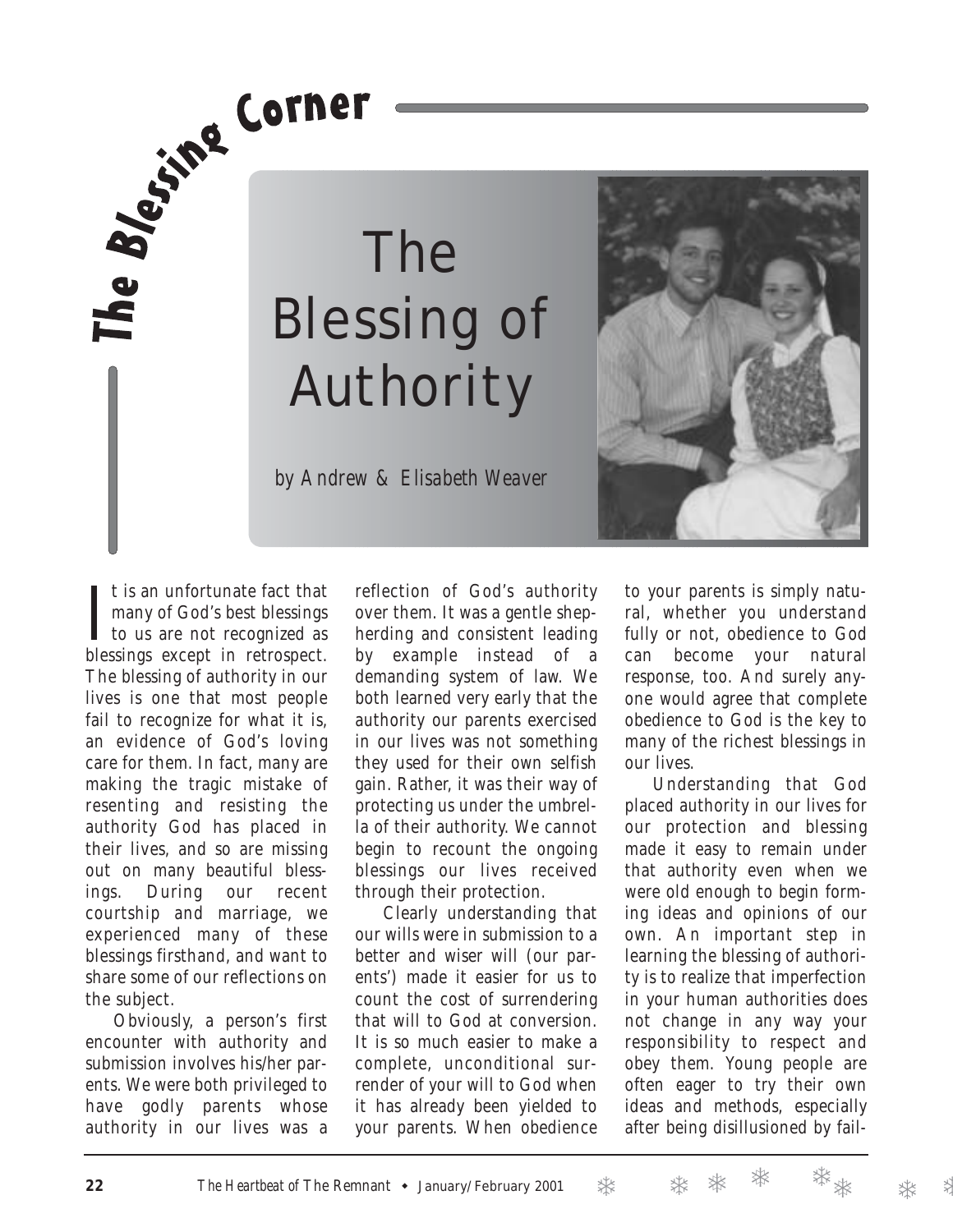The Blessing Corner

# The Blessing of Authority

*by Andrew & Elisabeth Weaver*

It is an unfortunate fact that many of God's best blessings to us are not recognized as blessings except in retrospect. The blessing of authority in our lives is one that most people fail to recognize for what it is, an evidence of God's loving care for them. In fact, many are making the tragic mistake of resenting and resisting the authority God has placed in their lives, and so are missing out on many beautiful blessings. During our recent courtship and marriage, we experienced many of these blessings firsthand, and want to share some of our reflections on the subject.

Obviously, a person's first encounter with authority and submission involves his/her parents. We were both privileged to have godly parents whose authority in our lives was a reflection of God's authority over them. It was a gentle shepherding and consistent leading by example instead of a demanding system of law. We both learned very early that the authority our parents exercised in our lives was not something they used for their own selfish gain. Rather, it was their way of protecting us under the umbrella of their authority. We cannot begin to recount the ongoing blessings our lives received through their protection.

Clearly understanding that our wills were in submission to a better and wiser will (our parents') made it easier for us to count the cost of surrendering that will to God at conversion. It is so much easier to make a complete, unconditional surrender of your will to God when it has already been yielded to your parents. When obedience to your parents is simply natural, whether you understand fully or not, obedience to God can become your natural response, too. And surely anyone would agree that complete obedience to God is the key to many of the richest blessings in our lives.

Understanding that God placed authority in our lives for our protection and blessing made it easy to remain under that authority even when we were old enough to begin forming ideas and opinions of our own. An important step in learning the blessing of authority is to realize that imperfection in your human authorities does not change in any way your responsibility to respect and obey them. Young people are often eager to try their own ideas and methods, especially after being disillusioned by fail-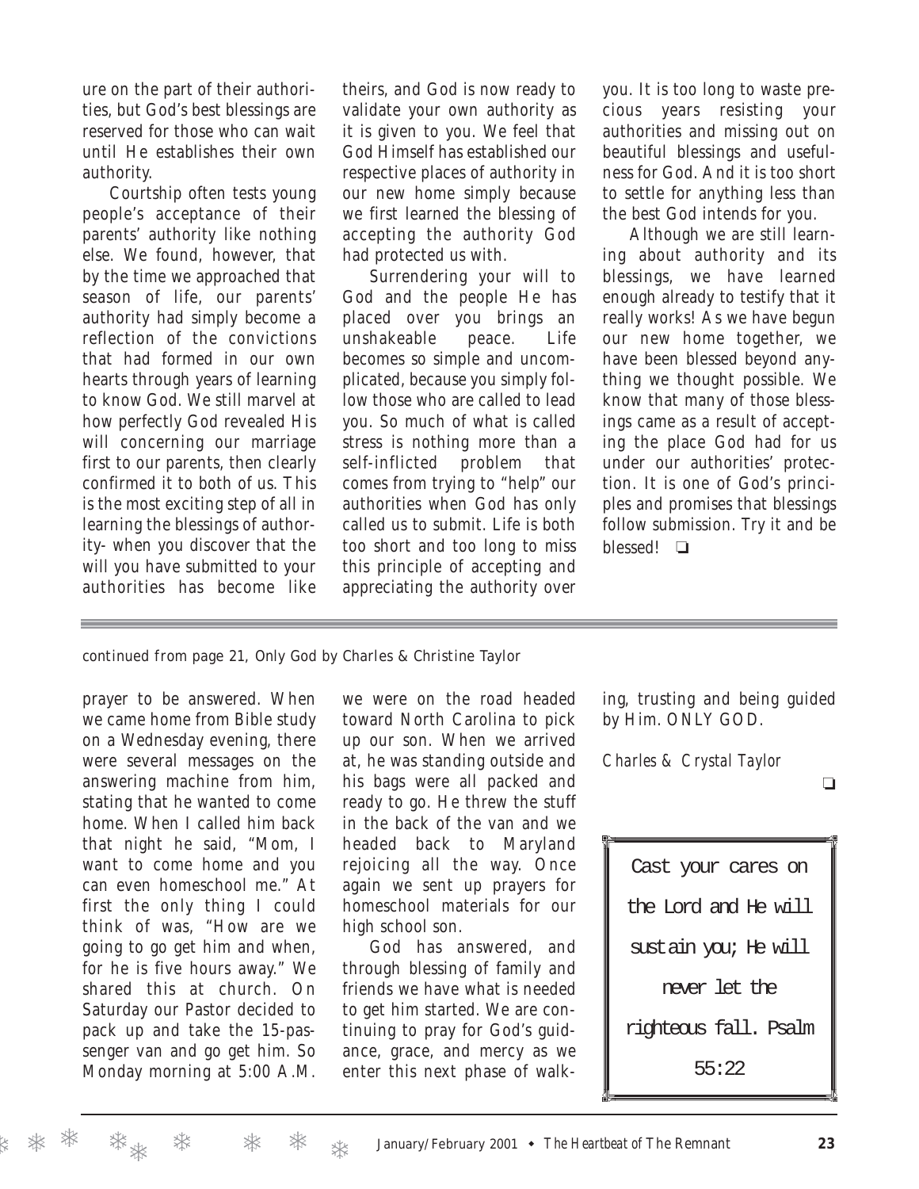ure on the part of their authorities, but God's best blessings are reserved for those who can wait until He establishes their own authority.

Courtship often tests young people's acceptance of their parents' authority like nothing else. We found, however, that by the time we approached that season of life, our parents' authority had simply become a reflection of the convictions that had formed in our own hearts through years of learning to know God. We still marvel at how perfectly God revealed His will concerning our marriage first to our parents, then clearly confirmed it to both of us. This is the most exciting step of all in learning the blessings of authority- when you discover that the will you have submitted to your authorities has become like theirs, and God is now ready to validate your own authority as it is given to you. We feel that God Himself has established our respective places of authority in our new home simply because we first learned the blessing of accepting the authority God had protected us with.

Surrendering your will to God and the people He has placed over you brings an unshakeable peace. Life becomes so simple and uncomplicated, because you simply follow those who are called to lead you. So much of what is called stress is nothing more than a self-inflicted problem that comes from trying to "help" our authorities when God has only called us to submit. Life is both too short and too long to miss this principle of accepting and appreciating the authority over you. It is too long to waste precious years resisting your authorities and missing out on beautiful blessings and usefulness for God. And it is too short to settle for anything less than the best God intends for you.

Although we are still learning about authority and its blessings, we have learned enough already to testify that it really works! As we have begun our new home together, we have been blessed beyond anything we thought possible. We know that many of those blessings came as a result of accepting the place God had for us under our authorities' protection. It is one of God's principles and promises that blessings follow submission. Try it and be blessed! ❑

---

*continued from page 21, Only God by Charles & Christine Taylor*

prayer to be answered. When we came home from Bible study on a Wednesday evening, there were several messages on the answering machine from him, stating that he wanted to come home. When I called him back that night he said, "Mom, I want to come home and you can even homeschool me." At first the only thing I could think of was, "How are we going to go get him and when, for he is five hours away." We shared this at church. On Saturday our Pastor decided to pack up and take the 15-passenger van and go get him. So Monday morning at 5:00 A.M. we were on the road headed toward North Carolina to pick up our son. When we arrived at, he was standing outside and his bags were all packed and ready to go. He threw the stuff in the back of the van and we headed back to Maryland rejoicing all the way. Once again we sent up prayers for homeschool materials for our high school son.

God has answered, and through blessing of family and friends we have what is needed to get him started. We are continuing to pray for God's guidance, grace, and mercy as we enter this next phase of walking, trusting and being guided by Him. ONLY GOD.

*Charles & Crystal Taylor*

❑

> Cast your cares on the Lord and He will sustain you; He will never let the righteous fall. Psalm 55:22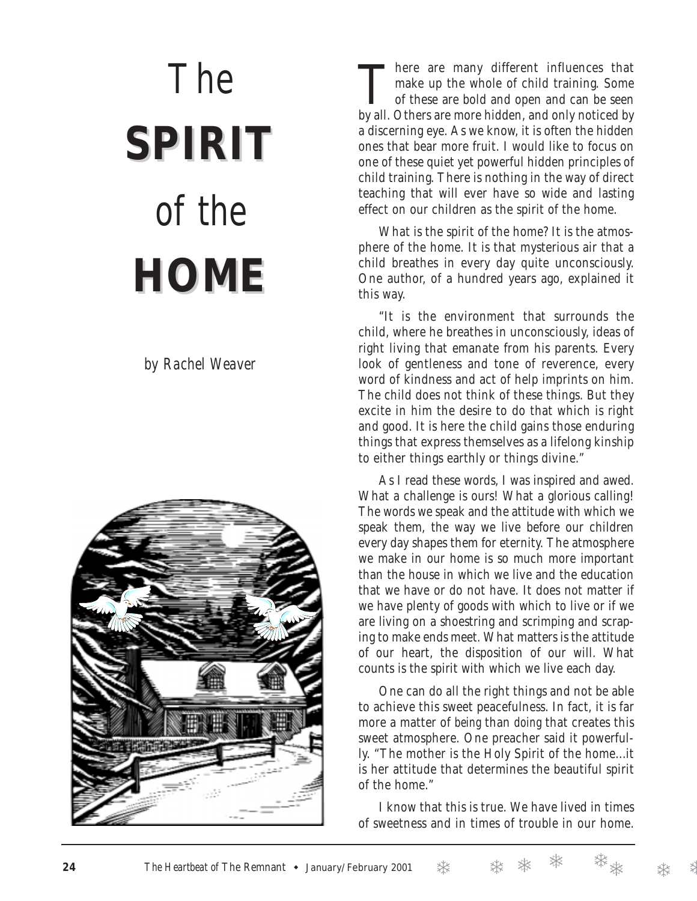# The SPIRIT of the HOME

*by Rachel Weaver*

There are many different influences that make up the whole of child training. Some of these are bold and open and can be seen by all. Others are more hidden, and only noticed by a discerning eye. As we know, it is often the hidden ones that bear more fruit. I would like to focus on one of these quiet yet powerful hidden principles of child training. There is nothing in the way of direct teaching that will ever have so wide and lasting effect on our children as the spirit of the home.

What is the spirit of the home? It is the atmosphere of the home. It is that mysterious air that a child breathes in every day quite unconsciously. One author, of a hundred years ago, explained it this way.

"It is the environment that surrounds the child, where he breathes in unconsciously, ideas of right living that emanate from his parents. Every look of gentleness and tone of reverence, every word of kindness and act of help imprints on him. The child does not think of these things. But they excite in him the desire to do that which is right and good. It is here the child gains those enduring things that express themselves as a lifelong kinship to either things earthly or things divine."

As I read these words, I was inspired and awed. What a challenge is ours! What a glorious calling! The words we speak and the attitude with which we speak them, the way we live before our children every day shapes them for eternity. The atmosphere we make in our home is so much more important than the house in which we live and the education that we have or do not have. It does not matter if we have plenty of goods with which to live or if we are living on a shoestring and scrimping and scraping to make ends meet. What matters is the attitude of our heart, the disposition of our will. What counts is the spirit with which we live each day.

One can do all the right things and not be able to achieve this sweet peacefulness. In fact, it is far more a matter of *being* than *doing* that creates this sweet atmosphere. One preacher said it powerfully. "The mother is the Holy Spirit of the home...it is her attitude that determines the beautiful spirit of the home."

I know that this is true. We have lived in times of sweetness and in times of trouble in our home.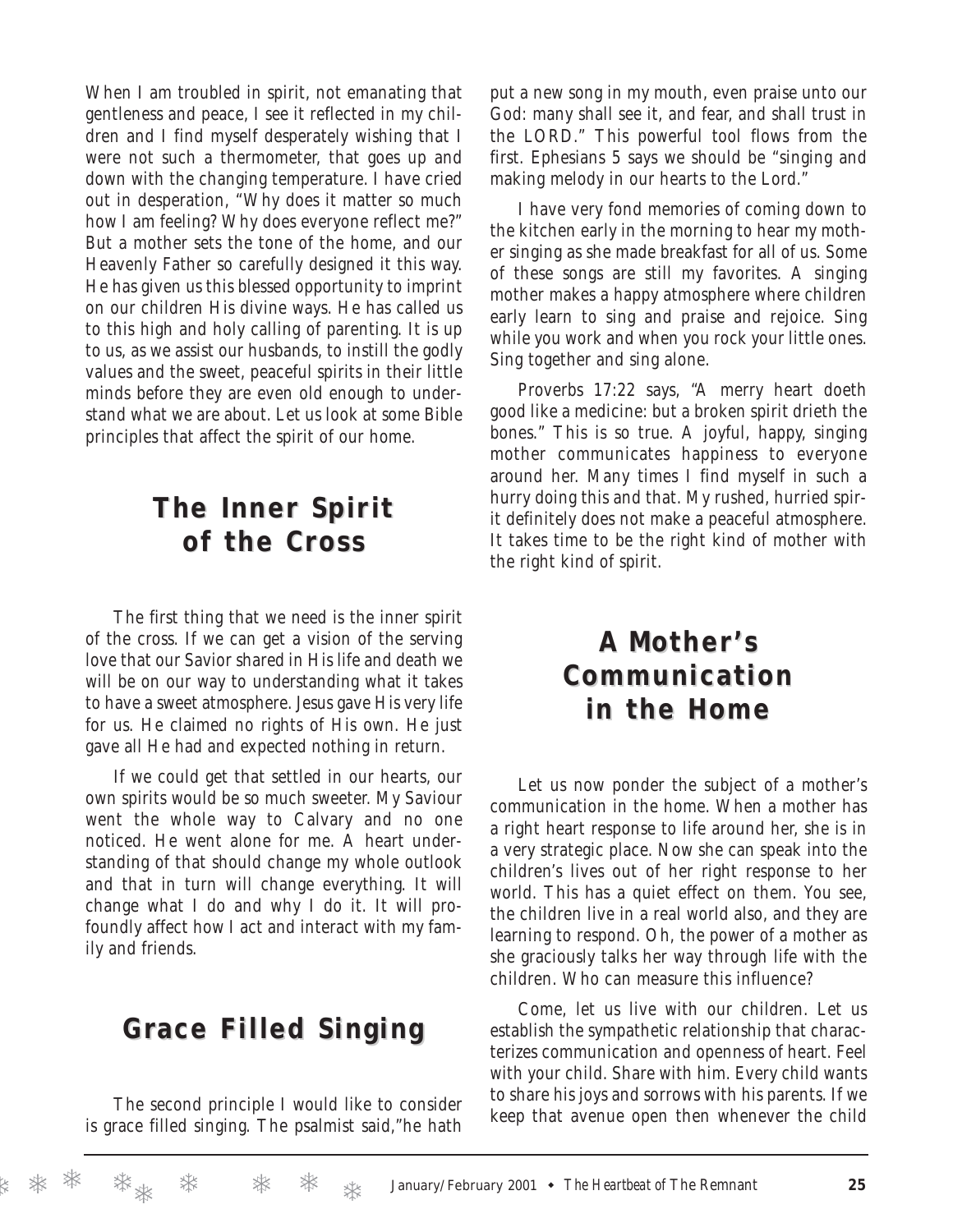When I am troubled in spirit, not emanating that gentleness and peace, I see it reflected in my children and I find myself desperately wishing that I were not such a thermometer, that goes up and down with the changing temperature. I have cried out in desperation, "Why does it matter so much how I am feeling? Why does everyone reflect me?" But a mother sets the tone of the home, and our Heavenly Father so carefully designed it this way. He has given us this blessed opportunity to imprint on our children His divine ways. He has called us to this high and holy calling of parenting. It is up to us, as we assist our husbands, to instill the godly values and the sweet, peaceful spirits in their little minds before they are even old enough to understand what we are about. Let us look at some Bible principles that affect the spirit of our home.

## The Inner Spirit of the Cross

The first thing that we need is the inner spirit of the cross. If we can get a vision of the serving love that our Savior shared in His life and death we will be on our way to understanding what it takes to have a sweet atmosphere. Jesus gave His very life for us. He claimed no rights of His own. He just gave all He had and expected nothing in return.

If we could get that settled in our hearts, our own spirits would be so much sweeter. My Saviour went the whole way to Calvary and no one noticed. He went alone for me. A heart understanding of that should change my whole outlook and that in turn will change everything. It will change what I do and why I do it. It will profoundly affect how I act and interact with my family and friends.

## Grace Filled Singing

The second principle I would like to consider is grace filled singing. The psalmist said,"he hath put a new song in my mouth, even praise unto our God: many shall see it, and fear, and shall trust in the LORD." This powerful tool flows from the first. Ephesians 5 says we should be "singing and making melody in our hearts to the Lord."

I have very fond memories of coming down to the kitchen early in the morning to hear my mother singing as she made breakfast for all of us. Some of these songs are still my favorites. A singing mother makes a happy atmosphere where children early learn to sing and praise and rejoice. Sing while you work and when you rock your little ones. Sing together and sing alone.

Proverbs 17:22 says, "A merry heart doeth good like a medicine: but a broken spirit drieth the bones." This is so true. A joyful, happy, singing mother communicates happiness to everyone around her. Many times I find myself in such a hurry doing this and that. My rushed, hurried spirit definitely does not make a peaceful atmosphere. It takes time to be the right kind of mother with the right kind of spirit.

## A Mother's Communication in the Home

Let us now ponder the subject of a mother's communication in the home. When a mother has a right heart response to life around her, she is in a very strategic place. Now she can speak into the children's lives out of her right response to her world. This has a quiet effect on them. You see, the children live in a real world also, and they are learning to respond. Oh, the power of a mother as she graciously talks her way through life with the children. Who can measure this influence?

Come, let us live with our children. Let us establish the sympathetic relationship that characterizes communication and openness of heart. Feel with your child. Share with him. Every child wants to share his joys and sorrows with his parents. If we keep that avenue open then whenever the child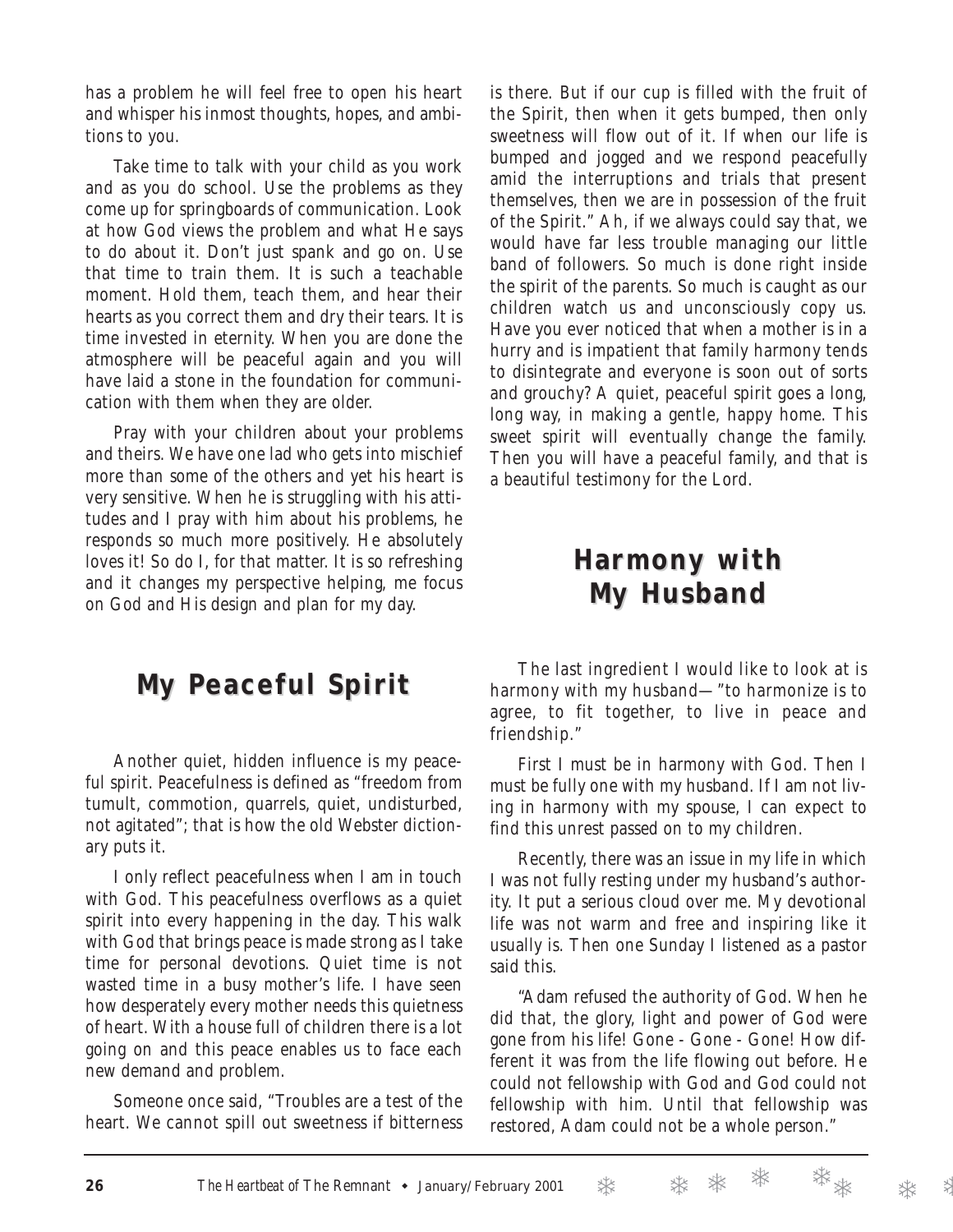has a problem he will feel free to open his heart and whisper his inmost thoughts, hopes, and ambitions to you.

Take time to talk with your child as you work and as you do school. Use the problems as they come up for springboards of communication. Look at how God views the problem and what He says to do about it. Don't just spank and go on. Use that time to train them. It is such a teachable moment. Hold them, teach them, and hear their hearts as you correct them and dry their tears. It is time invested in eternity. When you are done the atmosphere will be peaceful again and you will have laid a stone in the foundation for communication with them when they are older.

Pray with your children about your problems and theirs. We have one lad who gets into mischief more than some of the others and yet his heart is very sensitive. When he is struggling with his attitudes and I pray with him about his problems, he responds so much more positively. He absolutely loves it! So do I, for that matter. It is so refreshing and it changes my perspective helping, me focus on God and His design and plan for my day.

## My Peaceful Spirit

Another quiet, hidden influence is my peaceful spirit. Peacefulness is defined as "freedom from tumult, commotion, quarrels, quiet, undisturbed, not agitated"; that is how the old Webster dictionary puts it.

I only reflect peacefulness when I am in touch with God. This peacefulness overflows as a quiet spirit into every happening in the day. This walk with God that brings peace is made strong as I take time for personal devotions. Quiet time is not wasted time in a busy mother's life. I have seen how desperately every mother needs this quietness of heart. With a house full of children there is a lot going on and this peace enables us to face each new demand and problem.

Someone once said, "Troubles are a test of the heart. We cannot spill out sweetness if bitterness is there. But if our cup is filled with the fruit of the Spirit, then when it gets bumped, then only sweetness will flow out of it. If when our life is bumped and jogged and we respond peacefully amid the interruptions and trials that present themselves, then we are in possession of the fruit of the Spirit." Ah, if we always could say that, we would have far less trouble managing our little band of followers. So much is done right inside the spirit of the parents. So much is caught as our children watch us and unconsciously copy us. Have you ever noticed that when a mother is in a hurry and is impatient that family harmony tends to disintegrate and everyone is soon out of sorts and grouchy? A quiet, peaceful spirit goes a long, long way, in making a gentle, happy home. This sweet spirit will eventually change the family. Then you will have a peaceful family, and that is a beautiful testimony for the Lord.

## Harmony with My Husband

The last ingredient I would like to look at is harmony with my husband—"to harmonize is to agree, to fit together, to live in peace and friendship."

First I must be in harmony with God. Then I must be fully one with my husband. If I am not living in harmony with my spouse, I can expect to find this unrest passed on to my children.

Recently, there was an issue in my life in which I was not fully resting under my husband's authority. It put a serious cloud over me. My devotional life was not warm and free and inspiring like it usually is. Then one Sunday I listened as a pastor said this.

"Adam refused the authority of God. When he did that, the glory, light and power of God were gone from his life! Gone - Gone - Gone! How different it was from the life flowing out before. He could not fellowship with God and God could not fellowship with him. Until that fellowship was restored, Adam could not be a whole person."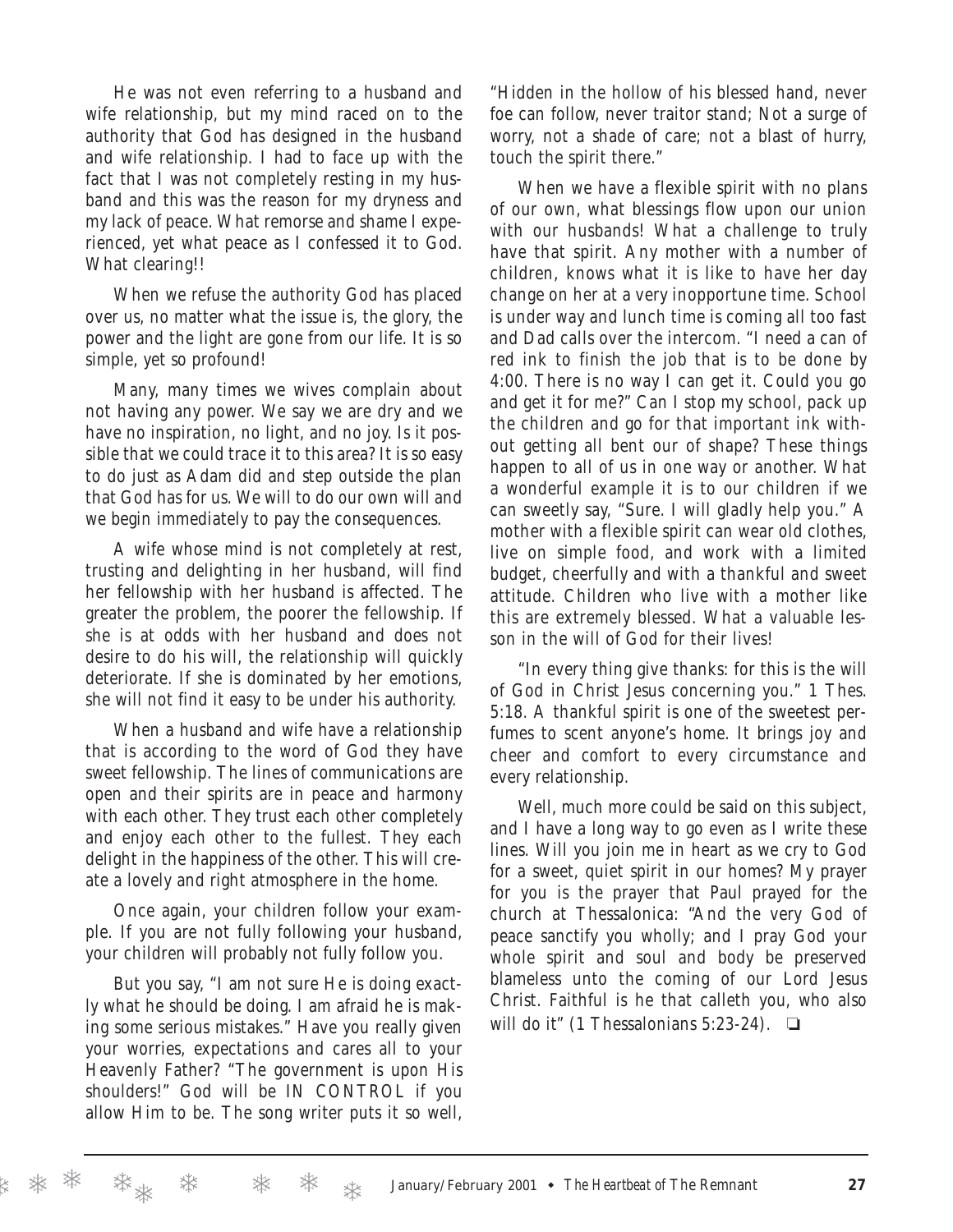He was not even referring to a husband and wife relationship, but my mind raced on to the authority that God has designed in the husband and wife relationship. I had to face up with the fact that I was not completely resting in my husband and this was the reason for my dryness and my lack of peace. What remorse and shame I experienced, yet what peace as I confessed it to God. What clearing!!

When we refuse the authority God has placed over us, no matter what the issue is, the glory, the power and the light are gone from our life. It is so simple, yet so profound!

Many, many times we wives complain about not having any power. We say we are dry and we have no inspiration, no light, and no joy. Is it possible that we could trace it to this area? It is so easy to do just as Adam did and step outside the plan that God has for us. We will to do our own will and we begin immediately to pay the consequences.

A wife whose mind is not completely at rest, trusting and delighting in her husband, will find her fellowship with her husband is affected. The greater the problem, the poorer the fellowship. If she is at odds with her husband and does not desire to do his will, the relationship will quickly deteriorate. If she is dominated by her emotions, she will not find it easy to be under his authority.

When a husband and wife have a relationship that is according to the word of God they have sweet fellowship. The lines of communications are open and their spirits are in peace and harmony with each other. They trust each other completely and enjoy each other to the fullest. They each delight in the happiness of the other. This will create a lovely and right atmosphere in the home.

Once again, your children follow your example. If you are not fully following your husband, your children will probably not fully follow you.

But you say, "I am not sure He is doing exactly what he should be doing. I am afraid he is making some serious mistakes." Have you really given your worries, expectations and cares all to your Heavenly Father? "The government is upon His shoulders!" God will be IN CONTROL if you allow Him to be. The song writer puts it so well, "Hidden in the hollow of his blessed hand, never foe can follow, never traitor stand; Not a surge of worry, not a shade of care; not a blast of hurry, touch the spirit there."

When we have a flexible spirit with no plans of our own, what blessings flow upon our union with our husbands! What a challenge to truly have that spirit. Any mother with a number of children, knows what it is like to have her day change on her at a very inopportune time. School is under way and lunch time is coming all too fast and Dad calls over the intercom. "I need a can of red ink to finish the job that is to be done by 4:00. There is no way I can get it. Could you go and get it for me?" Can I stop my school, pack up the children and go for that important ink without getting all bent our of shape? These things happen to all of us in one way or another. What a wonderful example it is to our children if we can sweetly say, "Sure. I will gladly help you." A mother with a flexible spirit can wear old clothes, live on simple food, and work with a limited budget, cheerfully and with a thankful and sweet attitude. Children who live with a mother like this are extremely blessed. What a valuable lesson in the will of God for their lives!

"In every thing give thanks: for this is the will of God in Christ Jesus concerning you." 1 Thes. 5:18. A thankful spirit is one of the sweetest perfumes to scent anyone's home. It brings joy and cheer and comfort to every circumstance and every relationship.

Well, much more could be said on this subject, and I have a long way to go even as I write these lines. Will you join me in heart as we cry to God for a sweet, quiet spirit in our homes? My prayer for you is the prayer that Paul prayed for the church at Thessalonica: "And the very God of peace sanctify you wholly; and I pray God your whole spirit and soul and body be preserved blameless unto the coming of our Lord Jesus Christ. Faithful is he that calleth you, who also will do it" (1 Thessalonians 5:23-24). ❑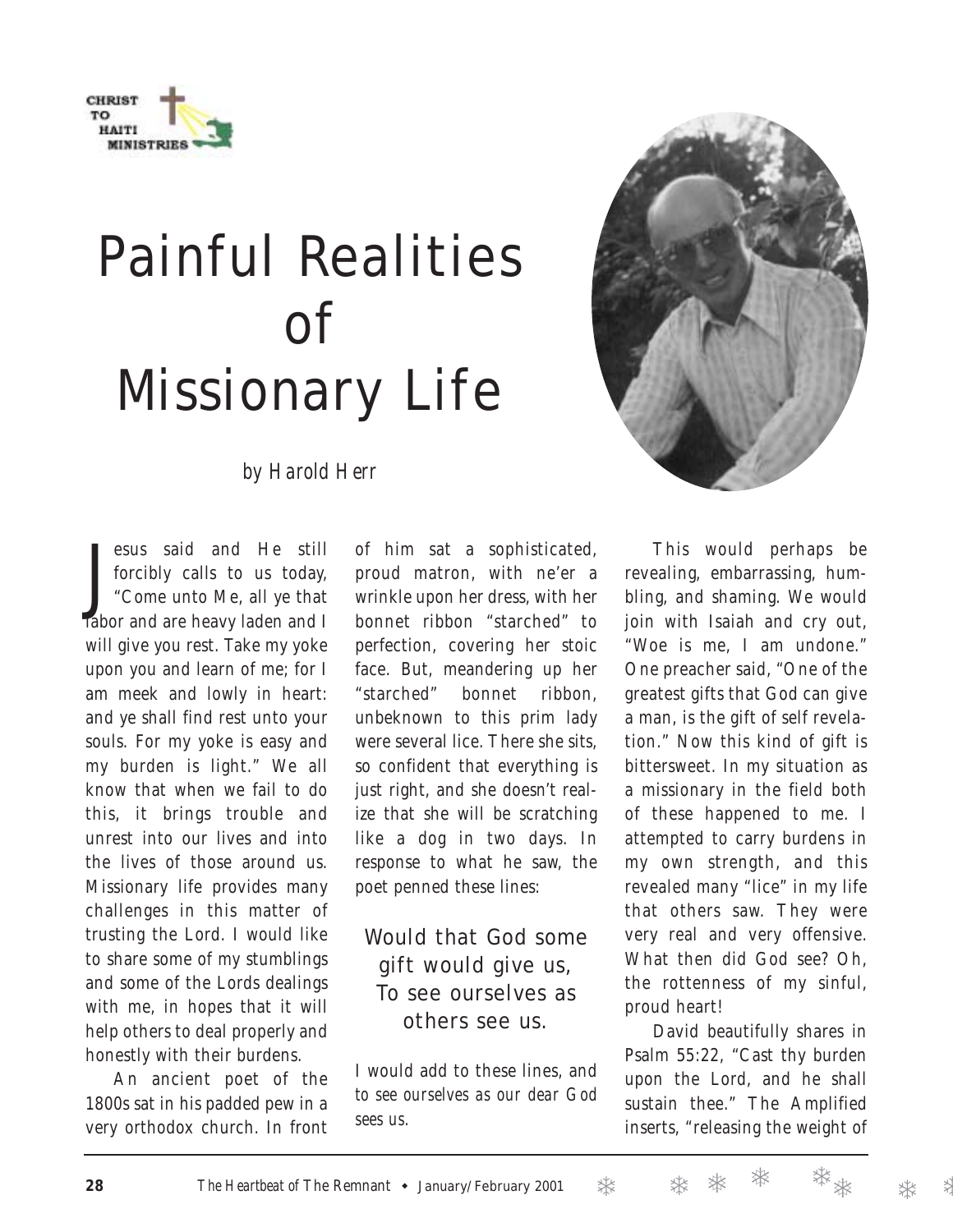CHRIST TO HAITI MINISTRIES

# Painful Realities of Missionary Life

*by Harold Herr*

Jesus said and He still forcibly calls to us today, "Come unto Me, all ye that labor and are heavy laden and I will give you rest. Take my yoke upon you and learn of me; for I am meek and lowly in heart: and ye shall find rest unto your souls. For my yoke is easy and my burden is light." We all know that when we fail to do this, it brings trouble and unrest into our lives and into the lives of those around us. Missionary life provides many challenges in this matter of trusting the Lord. I would like to share some of my stumblings and some of the Lords dealings with me, in hopes that it will help others to deal properly and honestly with their burdens.

An ancient poet of the 1800s sat in his padded pew in a very orthodox church. In front of him sat a sophisticated, proud matron, with ne'er a wrinkle upon her dress, with her bonnet ribbon "starched" to perfection, covering her stoic face. But, meandering up her "starched" bonnet ribbon, unbeknown to this prim lady were several lice. There she sits, so confident that everything is just right, and she doesn't realize that she will be scratching like a dog in two days. In response to what he saw, the poet penned these lines:

> Would that God some gift would give us,
> To see ourselves as others see us.

I would add to these lines, and *to see ourselves as our dear God sees us.*

This would perhaps be revealing, embarrassing, humbling, and shaming. We would join with Isaiah and cry out, "Woe is me, I am undone." One preacher said, "One of the greatest gifts that God can give a man, is the gift of self revelation." Now this kind of gift is bittersweet. In my situation as a missionary in the field both of these happened to me. I attempted to carry burdens in my own strength, and this revealed many "lice" in my life that others saw. They were very real and very offensive. What then did God see? Oh, the rottenness of my sinful, proud heart!

David beautifully shares in Psalm 55:22, "Cast thy burden upon the Lord, and he shall sustain thee." The Amplified inserts, "releasing the weight of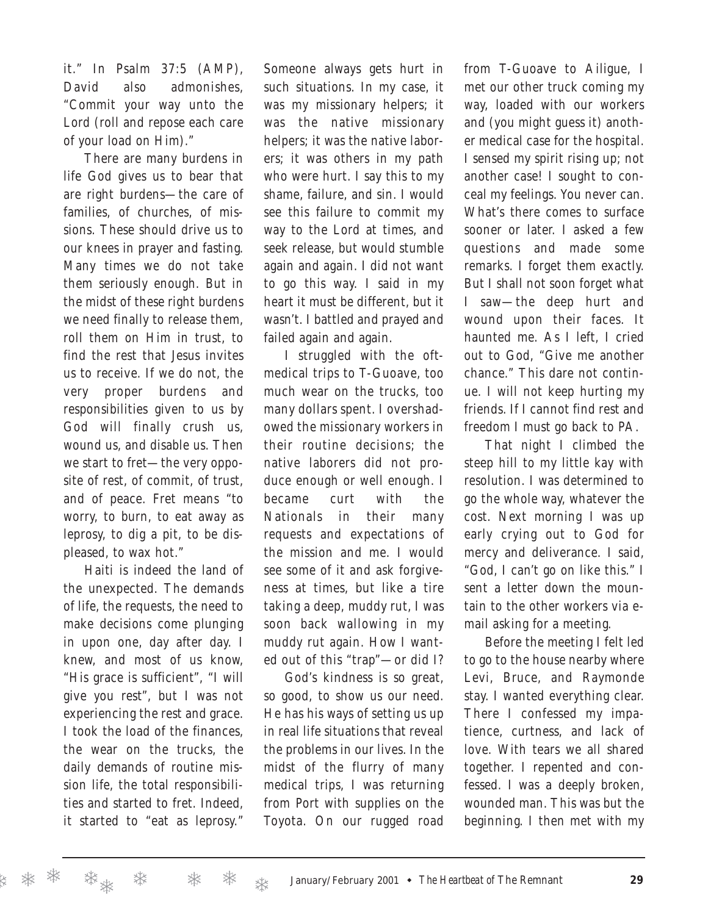it." In Psalm 37:5 (AMP), David also admonishes, "Commit your way unto the Lord (roll and repose each care of your load on Him)."

There are many burdens in life God gives us to bear that are right burdens—the care of families, of churches, of missions. These should drive us to our knees in prayer and fasting. Many times we do not take them seriously enough. But in the midst of these right burdens we need finally to release them, roll them on Him in trust, to find the rest that Jesus invites us to receive. If we do not, the very proper burdens and responsibilities given to us by God will finally crush us, wound us, and disable us. Then we start to fret—the very opposite of rest, of commit, of trust, and of peace. Fret means "to worry, to burn, to eat away as leprosy, to dig a pit, to be displeased, to wax hot."

Haiti is indeed the land of the unexpected. The demands of life, the requests, the need to make decisions come plunging in upon one, day after day. I knew, and most of us know, "His grace is sufficient", "I will give you rest", but I was not experiencing the rest and grace. I took the load of the finances, the wear on the trucks, the daily demands of routine mission life, the total responsibilities and started to fret. Indeed, it started to "eat as leprosy." Someone always gets hurt in such situations. In my case, it was my missionary helpers; it was the native missionary helpers; it was the native laborers; it was others in my path who were hurt. I say this to my shame, failure, and sin. I would see this failure to commit my way to the Lord at times, and seek release, but would stumble again and again. I did not want to go this way. I said in my heart it must be different, but it wasn't. I battled and prayed and failed again and again.

I struggled with the oft-medical trips to T-Guoave, too much wear on the trucks, too many dollars spent. I overshadowed the missionary workers in their routine decisions; the native laborers did not produce enough or well enough. I became curt with the Nationals in their many requests and expectations of the mission and me. I would see some of it and ask forgiveness at times, but like a tire taking a deep, muddy rut, I was soon back wallowing in my muddy rut again. How I wanted out of this "trap"—or did I?

God's kindness is so great, so good, to show us our need. He has his ways of setting us up in real life situations that reveal the problems in our lives. In the midst of the flurry of many medical trips, I was returning from Port with supplies on the Toyota. On our rugged road from T-Guoave to Ailigue, I met our other truck coming my way, loaded with our workers and (you might guess it) another medical case for the hospital. I sensed my spirit rising up; not another case! I sought to conceal my feelings. You never can. What's there comes to surface sooner or later. I asked a few questions and made some remarks. I forget them exactly. But I shall not soon forget what I saw—the deep hurt and wound upon their faces. It haunted me. As I left, I cried out to God, "Give me another chance." This dare not continue. I will not keep hurting my friends. If I cannot find rest and freedom I must go back to PA.

That night I climbed the steep hill to my little kay with resolution. I was determined to go the whole way, whatever the cost. Next morning I was up early crying out to God for mercy and deliverance. I said, "God, I can't go on like this." I sent a letter down the mountain to the other workers via e-mail asking for a meeting.

Before the meeting I felt led to go to the house nearby where Levi, Bruce, and Raymonde stay. I wanted everything clear. There I confessed my impatience, curtness, and lack of love. With tears we all shared together. I repented and confessed. I was a deeply broken, wounded man. This was but the beginning. I then met with my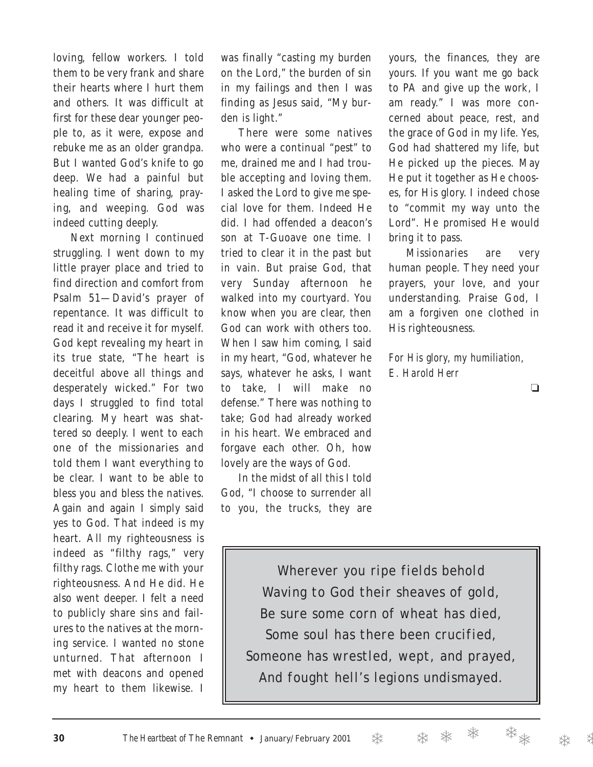loving, fellow workers. I told them to be very frank and share their hearts where I hurt them and others. It was difficult at first for these dear younger people to, as it were, expose and rebuke me as an older grandpa. But I wanted God's knife to go deep. We had a painful but healing time of sharing, praying, and weeping. God was indeed cutting deeply.

Next morning I continued struggling. I went down to my little prayer place and tried to find direction and comfort from Psalm 51—David's prayer of repentance. It was difficult to read it and receive it for myself. God kept revealing my heart in its true state, "The heart is deceitful above all things and desperately wicked." For two days I struggled to find total clearing. My heart was shattered so deeply. I went to each one of the missionaries and told them I want everything to be clear. I want to be able to bless you and bless the natives. Again and again I simply said yes to God. That indeed is my heart. All my righteousness is indeed as "filthy rags," very filthy rags. Clothe me with your righteousness. And He did. He also went deeper. I felt a need to publicly share sins and failures to the natives at the morning service. I wanted no stone unturned. That afternoon I met with deacons and opened my heart to them likewise. I was finally "casting my burden on the Lord," the burden of sin in my failings and then I was finding as Jesus said, "My burden is light."

There were some natives who were a continual "pest" to me, drained me and I had trouble accepting and loving them. I asked the Lord to give me special love for them. Indeed He did. I had offended a deacon's son at T-Guoave one time. I tried to clear it in the past but in vain. But praise God, that very Sunday afternoon he walked into my courtyard. You know when you are clear, then God can work with others too. When I saw him coming, I said in my heart, "God, whatever he says, whatever he asks, I want to take, I will make no defense." There was nothing to take; God had already worked in his heart. We embraced and forgave each other. Oh, how lovely are the ways of God.

In the midst of all this I told God, "I choose to surrender all to you, the trucks, they are yours, the finances, they are yours. If you want me go back to PA and give up the work, I am ready." I was more concerned about peace, rest, and the grace of God in my life. Yes, God had shattered my life, but He picked up the pieces. May He put it together as He chooses, for His glory. I indeed chose to "commit my way unto the Lord". He promised He would bring it to pass.

Missionaries are very human people. They need your prayers, your love, and your understanding. Praise God, I am a forgiven one clothed in His righteousness.

*For His glory, my humiliation,*
*E. Harold Herr*

❏

> Wherever you ripe fields behold
> Waving to God their sheaves of gold,
> Be sure some corn of wheat has died,
> Some soul has there been crucified,
> Someone has wrestled, wept, and prayed,
> And fought hell's legions undismayed.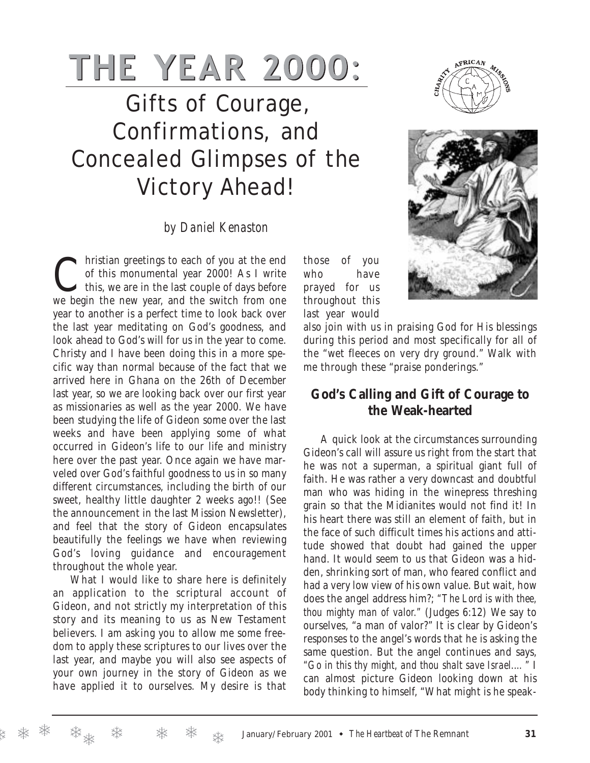# THE YEAR 2000:

## Gifts of Courage, Confirmations, and Concealed Glimpses of the Victory Ahead!

*by Daniel Kenaston*

Christian greetings to each of you at the end of this monumental year 2000! As I write this, we are in the last couple of days before we begin the new year, and the switch from one year to another is a perfect time to look back over the last year meditating on God's goodness, and look ahead to God's will for us in the year to come. Christy and I have been doing this in a more specific way than normal because of the fact that we arrived here in Ghana on the 26th of December last year, so we are looking back over our first year as missionaries as well as the year 2000. We have been studying the life of Gideon some over the last weeks and have been applying some of what occurred in Gideon's life to our life and ministry here over the past year. Once again we have marveled over God's faithful goodness to us in so many different circumstances, including the birth of our sweet, healthy little daughter 2 weeks ago!! (See the announcement in the last Mission Newsletter), and feel that the story of Gideon encapsulates beautifully the feelings we have when reviewing God's loving guidance and encouragement throughout the whole year.

What I would like to share here is definitely an application to the scriptural account of Gideon, and not strictly my interpretation of this story and its meaning to us as New Testament believers. I am asking you to allow me some freedom to apply these scriptures to our lives over the last year, and maybe you will also see aspects of your own journey in the story of Gideon as we have applied it to ourselves. My desire is that those of you who have prayed for us throughout this last year would also join with us in praising God for His blessings during this period and most specifically for all of the "wet fleeces on very dry ground." Walk with me through these "praise ponderings."

### God's Calling and Gift of Courage to the Weak-hearted

A quick look at the circumstances surrounding Gideon's call will assure us right from the start that he was not a superman, a spiritual giant full of faith. He was rather a very downcast and doubtful man who was hiding in the winepress threshing grain so that the Midianites would not find it! In his heart there was still an element of faith, but in the face of such difficult times his actions and attitude showed that doubt had gained the upper hand. It would seem to us that Gideon was a hidden, shrinking sort of man, who feared conflict and had a very low view of his own value. But wait, how does the angel address him?; *"The Lord is with thee, thou mighty man of valor."* (Judges 6:12) We say to ourselves, "a man of valor?" It is clear by Gideon's responses to the angel's words that he is asking the same question. But the angel continues and says, *"Go in this thy might, and thou shalt save Israel.... "* I can almost picture Gideon looking down at his body thinking to himself, "What might is he speak-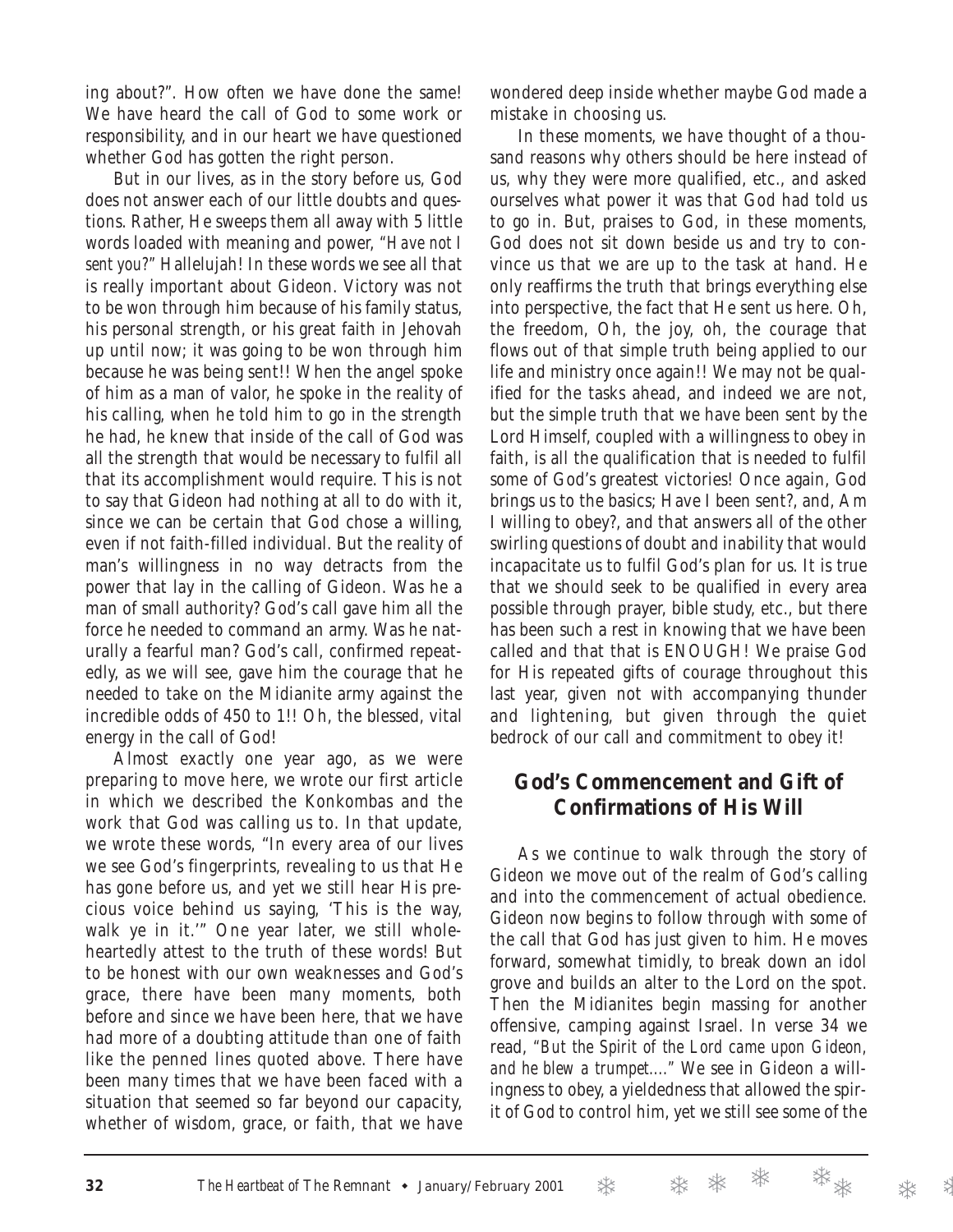ing about?". How often we have done the same! We have heard the call of God to some work or responsibility, and in our heart we have questioned whether God has gotten the right person.

But in our lives, as in the story before us, God does not answer each of our little doubts and questions. Rather, He sweeps them all away with 5 little words loaded with meaning and power, "*Have not I sent you?*" Hallelujah! In these words we see all that is really important about Gideon. Victory was not to be won through him because of his family status, his personal strength, or his great faith in Jehovah up until now; it was going to be won through him because he was being sent!! When the angel spoke of him as a man of valor, he spoke in the reality of his calling, when he told him to go in the strength he had, he knew that inside of the call of God was all the strength that would be necessary to fulfil all that its accomplishment would require. This is not to say that Gideon had nothing at all to do with it, since we can be certain that God chose a willing, even if not faith-filled individual. But the reality of man's willingness in no way detracts from the power that lay in the calling of Gideon. Was he a man of small authority? God's call gave him all the force he needed to command an army. Was he naturally a fearful man? God's call, confirmed repeatedly, as we will see, gave him the courage that he needed to take on the Midianite army against the incredible odds of 450 to 1!! Oh, the blessed, vital energy in the call of God!

Almost exactly one year ago, as we were preparing to move here, we wrote our first article in which we described the Konkombas and the work that God was calling us to. In that update, we wrote these words, "In every area of our lives we see God's fingerprints, revealing to us that He has gone before us, and yet we still hear His precious voice behind us saying, 'This is the way, walk ye in it.'" One year later, we still wholeheartedly attest to the truth of these words! But to be honest with our own weaknesses and God's grace, there have been many moments, both before and since we have been here, that we have had more of a doubting attitude than one of faith like the penned lines quoted above. There have been many times that we have been faced with a situation that seemed so far beyond our capacity, whether of wisdom, grace, or faith, that we have wondered deep inside whether maybe God made a mistake in choosing us.

In these moments, we have thought of a thousand reasons why others should be here instead of us, why they were more qualified, etc., and asked ourselves what power it was that God had told us to go in. But, praises to God, in these moments, God does not sit down beside us and try to convince us that we are up to the task at hand. He only reaffirms the truth that brings everything else into perspective, the fact that He sent us here. Oh, the freedom, Oh, the joy, oh, the courage that flows out of that simple truth being applied to our life and ministry once again!! We may not be qualified for the tasks ahead, and indeed we are not, but the simple truth that we have been sent by the Lord Himself, coupled with a willingness to obey in faith, is all the qualification that is needed to fulfil some of God's greatest victories! Once again, God brings us to the basics; Have I been sent?, and, Am I willing to obey?, and that answers all of the other swirling questions of doubt and inability that would incapacitate us to fulfil God's plan for us. It is true that we should seek to be qualified in every area possible through prayer, bible study, etc., but there has been such a rest in knowing that we have been called and that that is ENOUGH! We praise God for His repeated gifts of courage throughout this last year, given not with accompanying thunder and lightening, but given through the quiet bedrock of our call and commitment to obey it!

## God's Commencement and Gift of Confirmations of His Will

As we continue to walk through the story of Gideon we move out of the realm of God's calling and into the commencement of actual obedience. Gideon now begins to follow through with some of the call that God has just given to him. He moves forward, somewhat timidly, to break down an idol grove and builds an alter to the Lord on the spot. Then the Midianites begin massing for another offensive, camping against Israel. In verse 34 we read, "*But the Spirit of the Lord came upon Gideon, and he blew a trumpet....*" We see in Gideon a willingness to obey, a yieldedness that allowed the spirit of God to control him, yet we still see some of the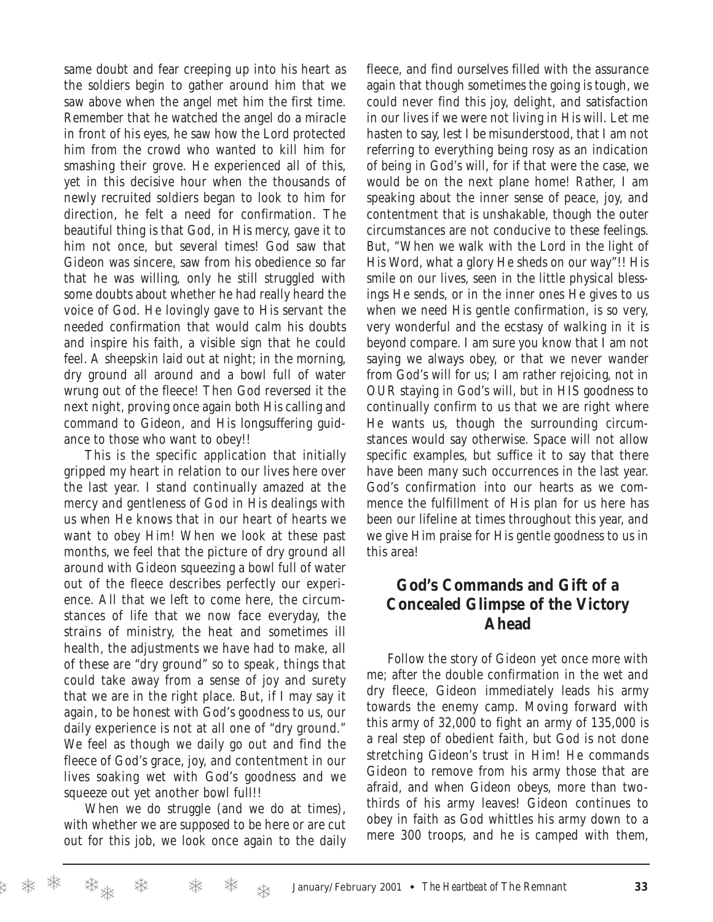same doubt and fear creeping up into his heart as the soldiers begin to gather around him that we saw above when the angel met him the first time. Remember that he watched the angel do a miracle in front of his eyes, he saw how the Lord protected him from the crowd who wanted to kill him for smashing their grove. He experienced all of this, yet in this decisive hour when the thousands of newly recruited soldiers began to look to him for direction, he felt a need for confirmation. The beautiful thing is that God, in His mercy, gave it to him not once, but several times! God saw that Gideon was sincere, saw from his obedience so far that he was willing, only he still struggled with some doubts about whether he had really heard the voice of God. He lovingly gave to His servant the needed confirmation that would calm his doubts and inspire his faith, a visible sign that he could feel. A sheepskin laid out at night; in the morning, dry ground all around and a bowl full of water wrung out of the fleece! Then God reversed it the next night, proving once again both His calling and command to Gideon, and His longsuffering guidance to those who want to obey!!

This is the specific application that initially gripped my heart in relation to our lives here over the last year. I stand continually amazed at the mercy and gentleness of God in His dealings with us when He knows that in our heart of hearts we want to obey Him! When we look at these past months, we feel that the picture of dry ground all around with Gideon squeezing a bowl full of water out of the fleece describes perfectly our experience. All that we left to come here, the circumstances of life that we now face everyday, the strains of ministry, the heat and sometimes ill health, the adjustments we have had to make, all of these are "dry ground" so to speak, things that could take away from a sense of joy and surety that we are in the right place. But, if I may say it again, to be honest with God's goodness to us, our daily experience is not at all one of "dry ground." We feel as though we daily go out and find the fleece of God's grace, joy, and contentment in our lives soaking wet with God's goodness and we squeeze out yet another bowl full!!

When we do struggle (and we do at times), with whether we are supposed to be here or are cut out for this job, we look once again to the daily fleece, and find ourselves filled with the assurance again that though sometimes the going is tough, we could never find this joy, delight, and satisfaction in our lives if we were not living in His will. Let me hasten to say, lest I be misunderstood, that I am not referring to everything being rosy as an indication of being in God's will, for if that were the case, we would be on the next plane home! Rather, I am speaking about the inner sense of peace, joy, and contentment that is unshakable, though the outer circumstances are not conducive to these feelings. But, "When we walk with the Lord in the light of His Word, what a glory He sheds on our way"!! His smile on our lives, seen in the little physical blessings He sends, or in the inner ones He gives to us when we need His gentle confirmation, is so very, very wonderful and the ecstasy of walking in it is beyond compare. I am sure you know that I am not saying we always obey, or that we never wander from God's will for us; I am rather rejoicing, not in OUR staying in God's will, but in HIS goodness to continually confirm to us that we are right where He wants us, though the surrounding circumstances would say otherwise. Space will not allow specific examples, but suffice it to say that there have been many such occurrences in the last year. God's confirmation into our hearts as we commence the fulfillment of His plan for us here has been our lifeline at times throughout this year, and we give Him praise for His gentle goodness to us in this area!

## God's Commands and Gift of a Concealed Glimpse of the Victory Ahead

Follow the story of Gideon yet once more with me; after the double confirmation in the wet and dry fleece, Gideon immediately leads his army towards the enemy camp. Moving forward with this army of 32,000 to fight an army of 135,000 is a real step of obedient faith, but God is not done stretching Gideon's trust in Him! He commands Gideon to remove from his army those that are afraid, and when Gideon obeys, more than two-thirds of his army leaves! Gideon continues to obey in faith as God whittles his army down to a mere 300 troops, and he is camped with them,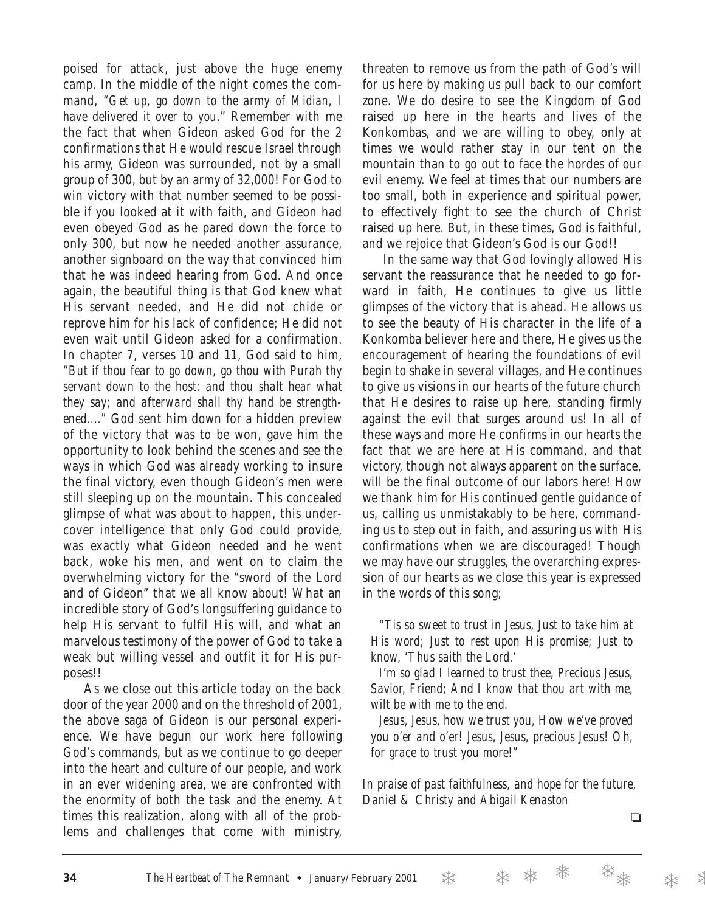poised for attack, just above the huge enemy camp. In the middle of the night comes the command, *"Get up, go down to the army of Midian, I have delivered it over to you."* Remember with me the fact that when Gideon asked God for the 2 confirmations that He would rescue Israel through his army, Gideon was surrounded, not by a small group of 300, but by an army of 32,000! For God to win victory with that number seemed to be possible if you looked at it with faith, and Gideon had even obeyed God as he pared down the force to only 300, but now he needed another assurance, another signboard on the way that convinced him that he was indeed hearing from God. And once again, the beautiful thing is that God knew what His servant needed, and He did not chide or reprove him for his lack of confidence; He did not even wait until Gideon asked for a confirmation. In chapter 7, verses 10 and 11, God said to him, *"But if thou fear to go down, go thou with Purah thy servant down to the host: and thou shalt hear what they say; and afterward shall thy hand be strengthened…."* God sent him down for a hidden preview of the victory that was to be won, gave him the opportunity to look behind the scenes and see the ways in which God was already working to insure the final victory, even though Gideon's men were still sleeping up on the mountain. This concealed glimpse of what was about to happen, this undercover intelligence that only God could provide, was exactly what Gideon needed and he went back, woke his men, and went on to claim the overwhelming victory for the "sword of the Lord and of Gideon" that we all know about! What an incredible story of God's longsuffering guidance to help His servant to fulfil His will, and what an marvelous testimony of the power of God to take a weak but willing vessel and outfit it for His purposes!!

As we close out this article today on the back door of the year 2000 and on the threshold of 2001, the above saga of Gideon is our personal experience. We have begun our work here following God's commands, but as we continue to go deeper into the heart and culture of our people, and work in an ever widening area, we are confronted with the enormity of both the task and the enemy. At times this realization, along with all of the problems and challenges that come with ministry, threaten to remove us from the path of God's will for us here by making us pull back to our comfort zone. We do desire to see the Kingdom of God raised up here in the hearts and lives of the Konkombas, and we are willing to obey, only at times we would rather stay in our tent on the mountain than to go out to face the hordes of our evil enemy. We feel at times that our numbers are too small, both in experience and spiritual power, to effectively fight to see the church of Christ raised up here. But, in these times, God is faithful, and we rejoice that Gideon's God is our God!!

In the same way that God lovingly allowed His servant the reassurance that he needed to go forward in faith, He continues to give us little glimpses of the victory that is ahead. He allows us to see the beauty of His character in the life of a Konkomba believer here and there, He gives us the encouragement of hearing the foundations of evil begin to shake in several villages, and He continues to give us visions in our hearts of the future church that He desires to raise up here, standing firmly against the evil that surges around us! In all of these ways and more He confirms in our hearts the fact that we are here at His command, and that victory, though not always apparent on the surface, will be the final outcome of our labors here! How we thank him for His continued gentle guidance of us, calling us unmistakably to be here, commanding us to step out in faith, and assuring us with His confirmations when we are discouraged! Though we may have our struggles, the overarching expression of our hearts as we close this year is expressed in the words of this song;

*"Tis so sweet to trust in Jesus, Just to take him at His word; Just to rest upon His promise; Just to know, 'Thus saith the Lord.'*

*I'm so glad I learned to trust thee, Precious Jesus, Savior, Friend; And I know that thou art with me, wilt be with me to the end.*

*Jesus, Jesus, how we trust you, How we've proved you o'er and o'er! Jesus, Jesus, precious Jesus! Oh, for grace to trust you more!"*

*In praise of past faithfulness, and hope for the future,*
*Daniel & Christy and Abigail Kenaston*

❏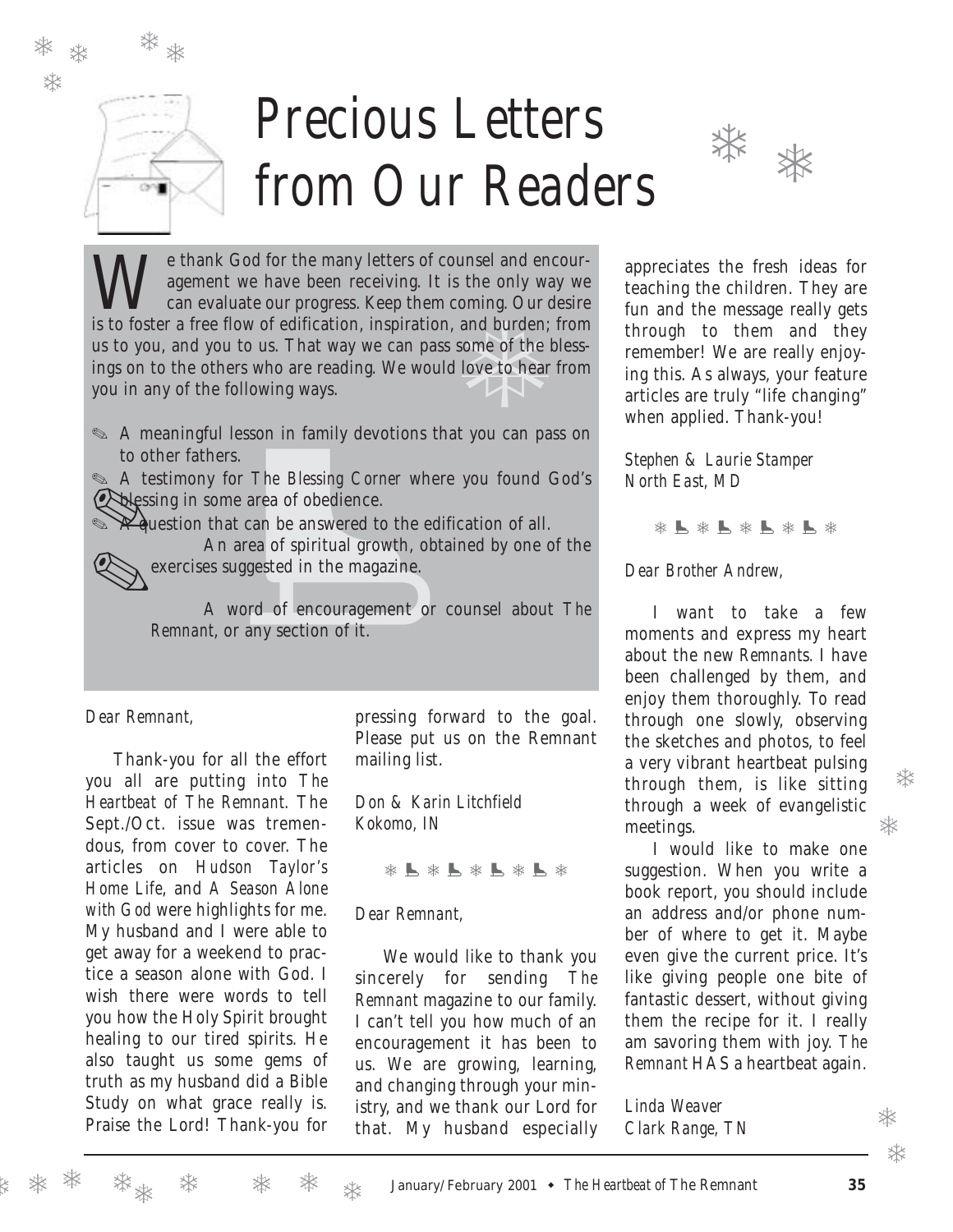# Precious Letters from Our Readers

We thank God for the many letters of counsel and encouragement we have been receiving. It is the only way we can evaluate our progress. Keep them coming. Our desire is to foster a free flow of edification, inspiration, and burden; from us to you, and you to us. That way we can pass some of the blessings on to the others who are reading. We would love to hear from you in any of the following ways.

- A meaningful lesson in family devotions that you can pass on to other fathers.
- A testimony for *The Blessing Corner* where you found God's blessing in some area of obedience.
- A question that can be answered to the edification of all.
- An area of spiritual growth, obtained by one of the exercises suggested in the magazine.
- A word of encouragement or counsel about *The Remnant*, or any section of it.

*Dear Remnant,*

Thank-you for all the effort you all are putting into *The Heartbeat of The Remnant*. The Sept./Oct. issue was tremendous, from cover to cover. The articles on *Hudson Taylor's Home Life*, and *A Season Alone with God* were highlights for me. My husband and I were able to get away for a weekend to practice a season alone with God. I wish there were words to tell you how the Holy Spirit brought healing to our tired spirits. He also taught us some gems of truth as my husband did a Bible Study on what grace really is. Praise the Lord! Thank-you for pressing forward to the goal. Please put us on the Remnant mailing list.

*Don & Karin Litchfield*
*Kokomo, IN*

*Dear Remnant,*

We would like to thank you sincerely for sending *The Remnant* magazine to our family. I can't tell you how much of an encouragement it has been to us. We are growing, learning, and changing through your ministry, and we thank our Lord for that. My husband especially appreciates the fresh ideas for teaching the children. They are fun and the message really gets through to them and they remember! We are really enjoying this. As always, your feature articles are truly "life changing" when applied. Thank-you!

*Stephen & Laurie Stamper*
*North East, MD*

*Dear Brother Andrew,*

I want to take a few moments and express my heart about the new *Remnants*. I have been challenged by them, and enjoy them thoroughly. To read through one slowly, observing the sketches and photos, to feel a very vibrant heartbeat pulsing through them, is like sitting through a week of evangelistic meetings.

I would like to make one suggestion. When you write a book report, you should include an address and/or phone number of where to get it. Maybe even give the current price. It's like giving people one bite of fantastic dessert, without giving them the recipe for it. I really am savoring them with joy. *The Remnant* HAS a heartbeat again.

*Linda Weaver*
*Clark Range, TN*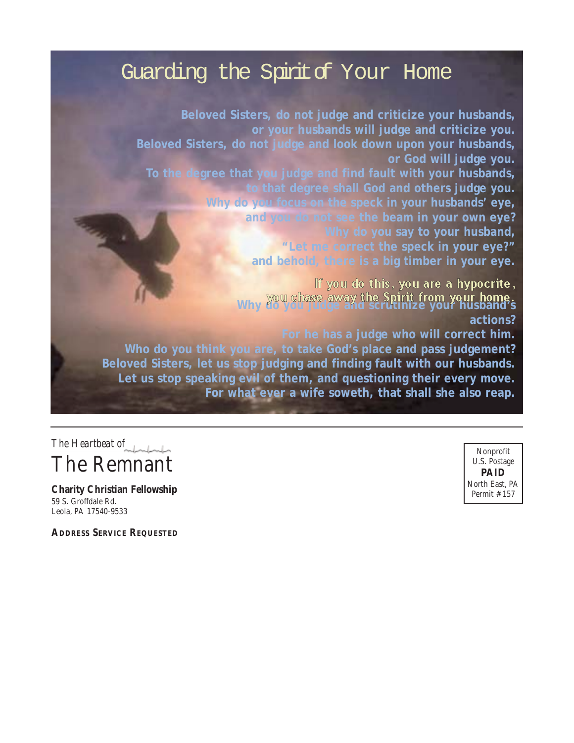# Guarding the Spirit of Your Home

**Beloved Sisters, do not judge and criticize your husbands,**
**or your husbands will judge and criticize you.**
**Beloved Sisters, do not judge and look down upon your husbands,**
**or God will judge you.**
**To the degree that you judge and find fault with your husbands,**
**to that degree shall God and others judge you.**
**Why do you focus on the speck in your husbands' eye,**
**and you do not see the beam in your own eye?**
**Why do you say to your husband,**
**"Let me correct the speck in your eye?"**
**and behold, there is a big timber in your eye.**

**If you do this, you are a hypocrite,**
**you chase away the Spirit from your home.**

**Why do you judge and scrutinize your husband's actions?**
**For he has a judge who will correct him.**
**Who do you think you are, to take God's place and pass judgement?**
**Beloved Sisters, let us stop judging and finding fault with our husbands.**
**Let us stop speaking evil of them, and questioning their every move.**
**For what ever a wife soweth, that shall she also reap.**

---

*The Heartbeat of*
The Remnant

**Charity Christian Fellowship**
59 S. Groffdale Rd.
Leola, PA 17540-9533

**ADDRESS SERVICE REQUESTED**

Nonprofit
U.S. Postage
**PAID**
North East, PA
Permit #157